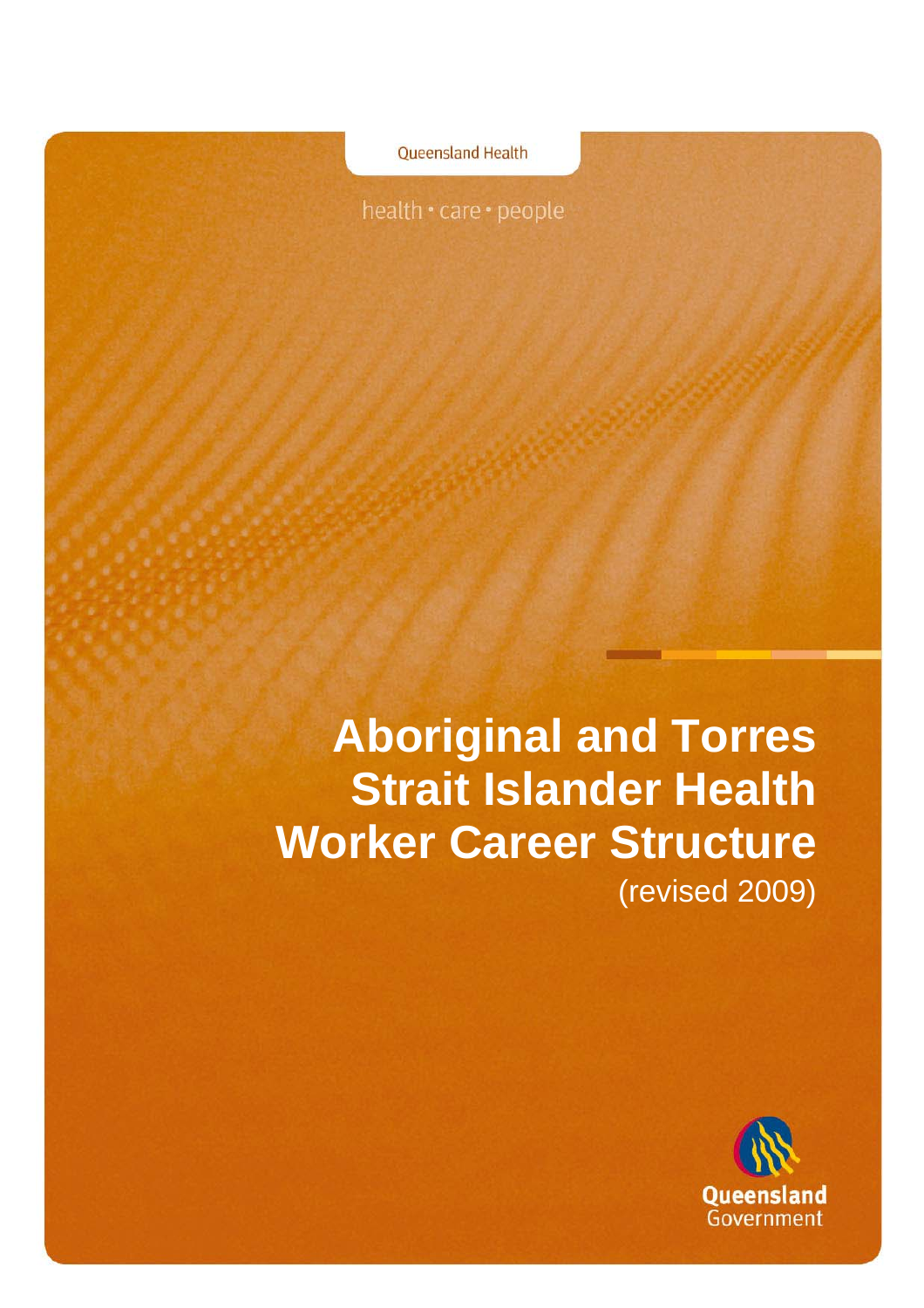Queensland Health

health • care • people

# Aboriginal and Torres Strait Islander Health Worker Career Structure

(revised 2009)

Queensland Government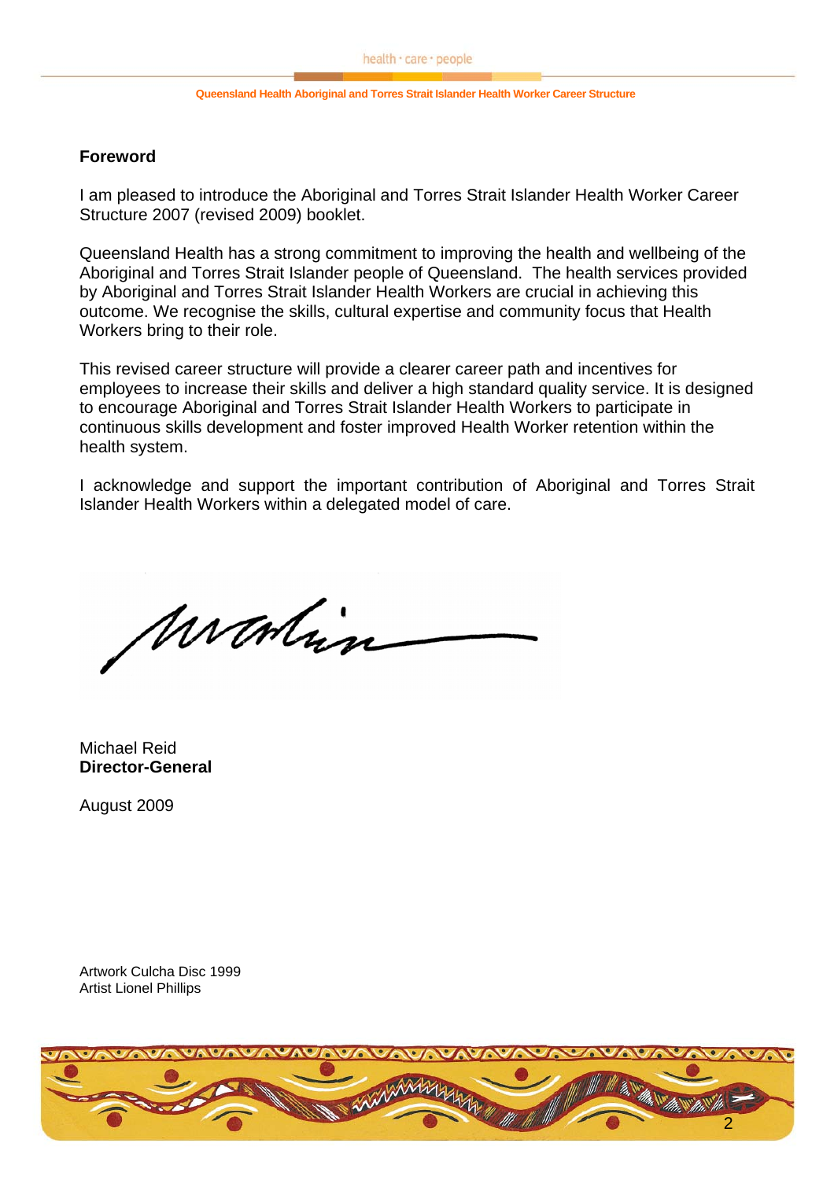## Foreword

I am pleased to introduce the Aboriginal and Torres Strait Islander Health Worker Career Structure 2007 (revised 2009) booklet.

Queensland Health has a strong commitment to improving the health and wellbeing of the Aboriginal and Torres Strait Islander people of Queensland. The health services provided by Aboriginal and Torres Strait Islander Health Workers are crucial in achieving this outcome. We recognise the skills, cultural expertise and community focus that Health Workers bring to their role.

This revised career structure will provide a clearer career path and incentives for employees to increase their skills and deliver a high standard quality service. It is designed to encourage Aboriginal and Torres Strait Islander Health Workers to participate in continuous skills development and foster improved Health Worker retention within the health system.

I acknowledge and support the important contribution of Aboriginal and Torres Strait Islander Health Workers within a delegated model of care.

Michael Reid
**Director-General**

August 2009

Artwork Culcha Disc 1999
Artist Lionel Phillips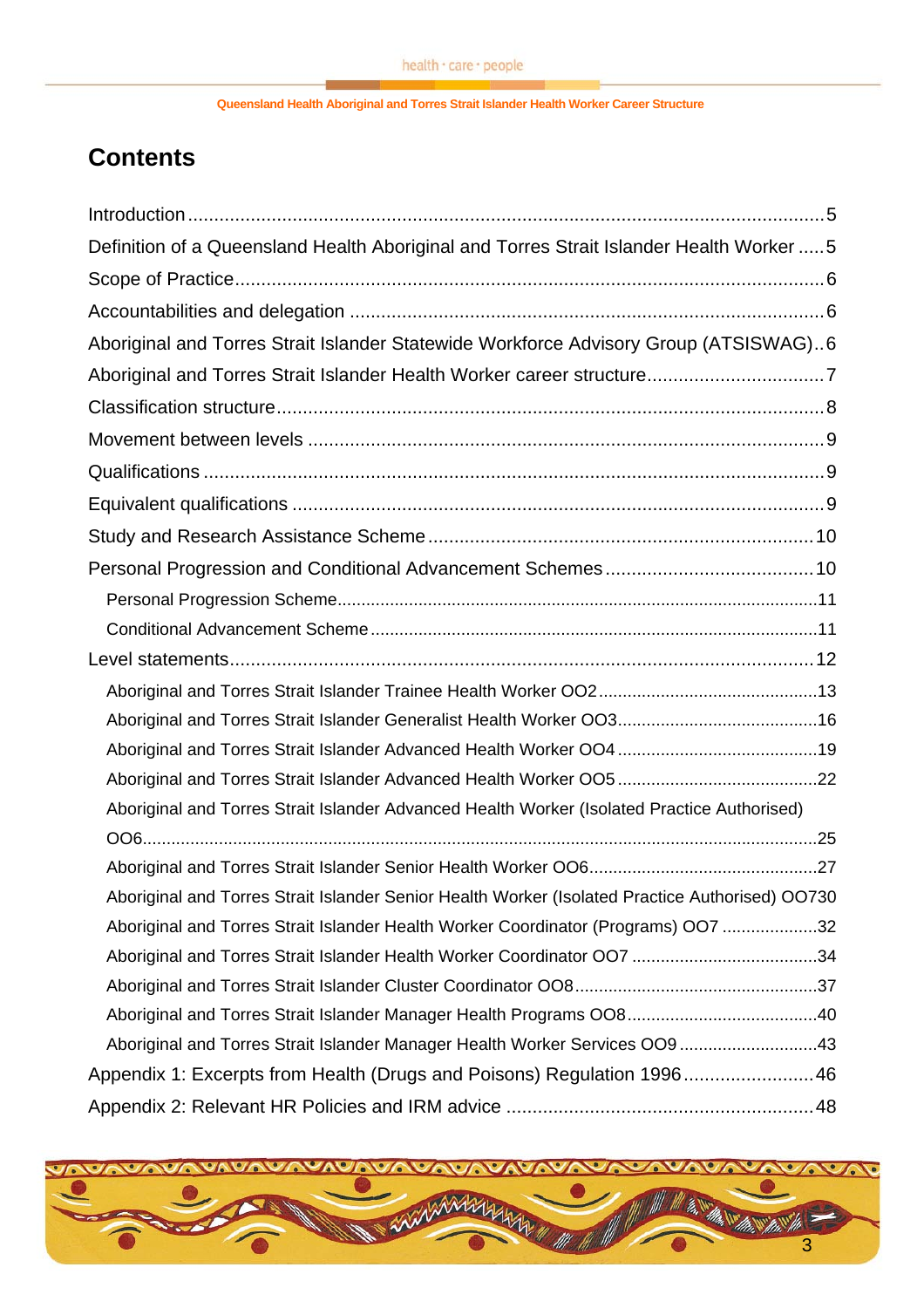# Contents

- Introduction 5
- Definition of a Queensland Health Aboriginal and Torres Strait Islander Health Worker 5
- Scope of Practice 6
- Accountabilities and delegation 6
- Aboriginal and Torres Strait Islander Statewide Workforce Advisory Group (ATSISWAG) 6
- Aboriginal and Torres Strait Islander Health Worker career structure 7
- Classification structure 8
- Movement between levels 9
- Qualifications 9
- Equivalent qualifications 9
- Study and Research Assistance Scheme 10
- Personal Progression and Conditional Advancement Schemes 10
  - Personal Progression Scheme 11
  - Conditional Advancement Scheme 11
- Level statements 12
  - Aboriginal and Torres Strait Islander Trainee Health Worker OO2 13
  - Aboriginal and Torres Strait Islander Generalist Health Worker OO3 16
  - Aboriginal and Torres Strait Islander Advanced Health Worker OO4 19
  - Aboriginal and Torres Strait Islander Advanced Health Worker OO5 22
  - Aboriginal and Torres Strait Islander Advanced Health Worker (Isolated Practice Authorised) OO6 25
  - Aboriginal and Torres Strait Islander Senior Health Worker OO6 27
  - Aboriginal and Torres Strait Islander Senior Health Worker (Isolated Practice Authorised) OO7 30
  - Aboriginal and Torres Strait Islander Health Worker Coordinator (Programs) OO7 32
  - Aboriginal and Torres Strait Islander Health Worker Coordinator OO7 34
  - Aboriginal and Torres Strait Islander Cluster Coordinator OO8 37
  - Aboriginal and Torres Strait Islander Manager Health Programs OO8 40
  - Aboriginal and Torres Strait Islander Manager Health Worker Services OO9 43
- Appendix 1: Excerpts from Health (Drugs and Poisons) Regulation 1996 46
- Appendix 2: Relevant HR Policies and IRM advice 48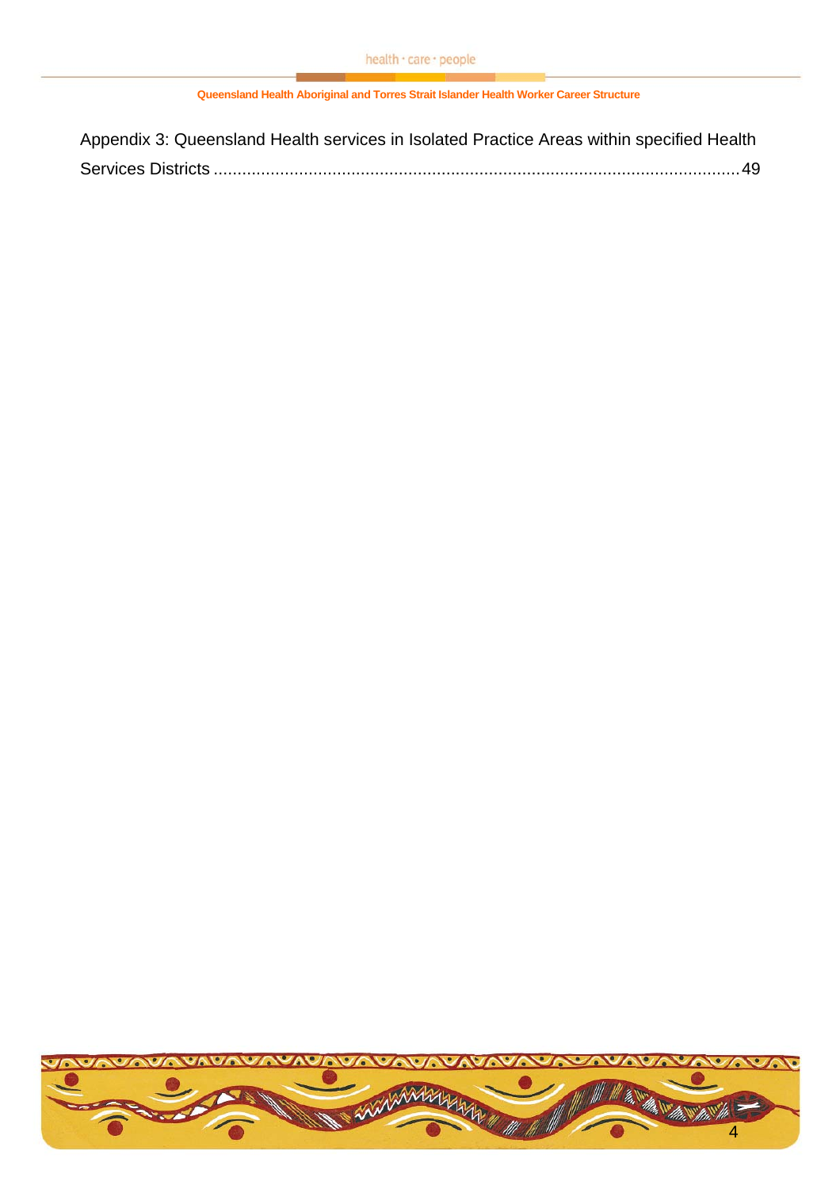Appendix 3: Queensland Health services in Isolated Practice Areas within specified Health Services Districts ............................................................................................................49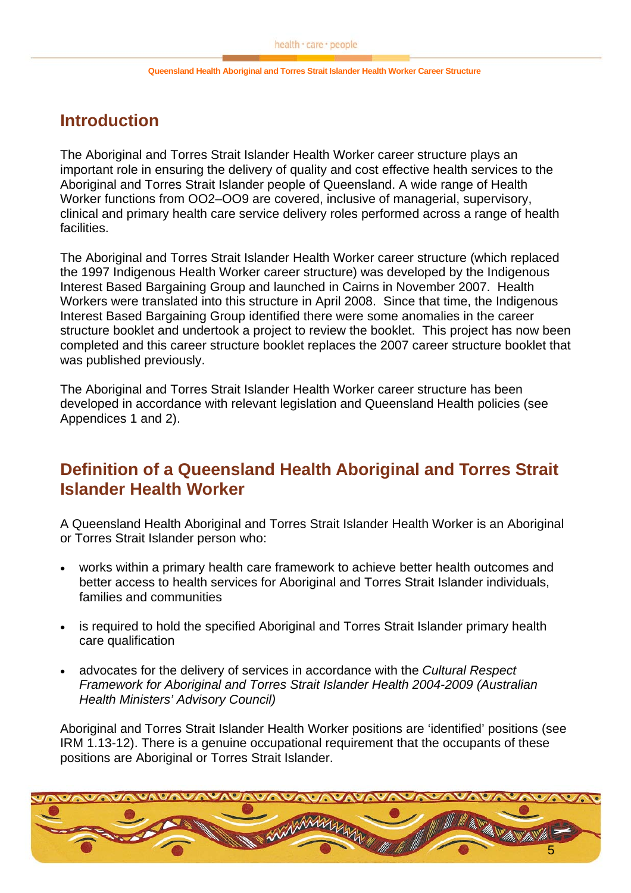## Introduction

The Aboriginal and Torres Strait Islander Health Worker career structure plays an important role in ensuring the delivery of quality and cost effective health services to the Aboriginal and Torres Strait Islander people of Queensland. A wide range of Health Worker functions from OO2–OO9 are covered, inclusive of managerial, supervisory, clinical and primary health care service delivery roles performed across a range of health facilities.

The Aboriginal and Torres Strait Islander Health Worker career structure (which replaced the 1997 Indigenous Health Worker career structure) was developed by the Indigenous Interest Based Bargaining Group and launched in Cairns in November 2007. Health Workers were translated into this structure in April 2008. Since that time, the Indigenous Interest Based Bargaining Group identified there were some anomalies in the career structure booklet and undertook a project to review the booklet. This project has now been completed and this career structure booklet replaces the 2007 career structure booklet that was published previously.

The Aboriginal and Torres Strait Islander Health Worker career structure has been developed in accordance with relevant legislation and Queensland Health policies (see Appendices 1 and 2).

## Definition of a Queensland Health Aboriginal and Torres Strait Islander Health Worker

A Queensland Health Aboriginal and Torres Strait Islander Health Worker is an Aboriginal or Torres Strait Islander person who:

- works within a primary health care framework to achieve better health outcomes and better access to health services for Aboriginal and Torres Strait Islander individuals, families and communities
- is required to hold the specified Aboriginal and Torres Strait Islander primary health care qualification
- advocates for the delivery of services in accordance with the *Cultural Respect Framework for Aboriginal and Torres Strait Islander Health 2004-2009 (Australian Health Ministers' Advisory Council)*

Aboriginal and Torres Strait Islander Health Worker positions are 'identified' positions (see IRM 1.13-12). There is a genuine occupational requirement that the occupants of these positions are Aboriginal or Torres Strait Islander.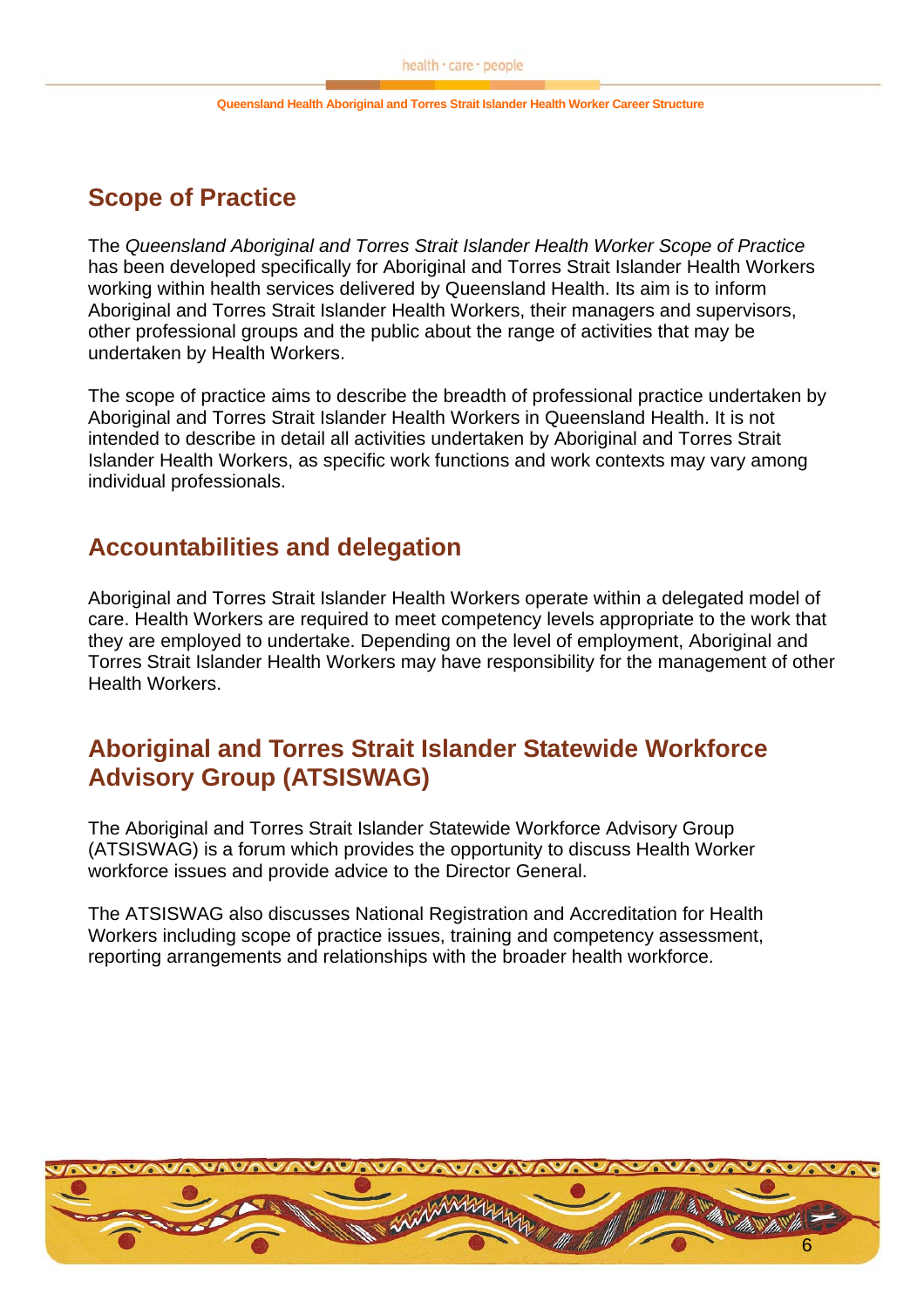## Scope of Practice

The *Queensland Aboriginal and Torres Strait Islander Health Worker Scope of Practice* has been developed specifically for Aboriginal and Torres Strait Islander Health Workers working within health services delivered by Queensland Health. Its aim is to inform Aboriginal and Torres Strait Islander Health Workers, their managers and supervisors, other professional groups and the public about the range of activities that may be undertaken by Health Workers.

The scope of practice aims to describe the breadth of professional practice undertaken by Aboriginal and Torres Strait Islander Health Workers in Queensland Health. It is not intended to describe in detail all activities undertaken by Aboriginal and Torres Strait Islander Health Workers, as specific work functions and work contexts may vary among individual professionals.

## Accountabilities and delegation

Aboriginal and Torres Strait Islander Health Workers operate within a delegated model of care. Health Workers are required to meet competency levels appropriate to the work that they are employed to undertake. Depending on the level of employment, Aboriginal and Torres Strait Islander Health Workers may have responsibility for the management of other Health Workers.

## Aboriginal and Torres Strait Islander Statewide Workforce Advisory Group (ATSISWAG)

The Aboriginal and Torres Strait Islander Statewide Workforce Advisory Group (ATSISWAG) is a forum which provides the opportunity to discuss Health Worker workforce issues and provide advice to the Director General.

The ATSISWAG also discusses National Registration and Accreditation for Health Workers including scope of practice issues, training and competency assessment, reporting arrangements and relationships with the broader health workforce.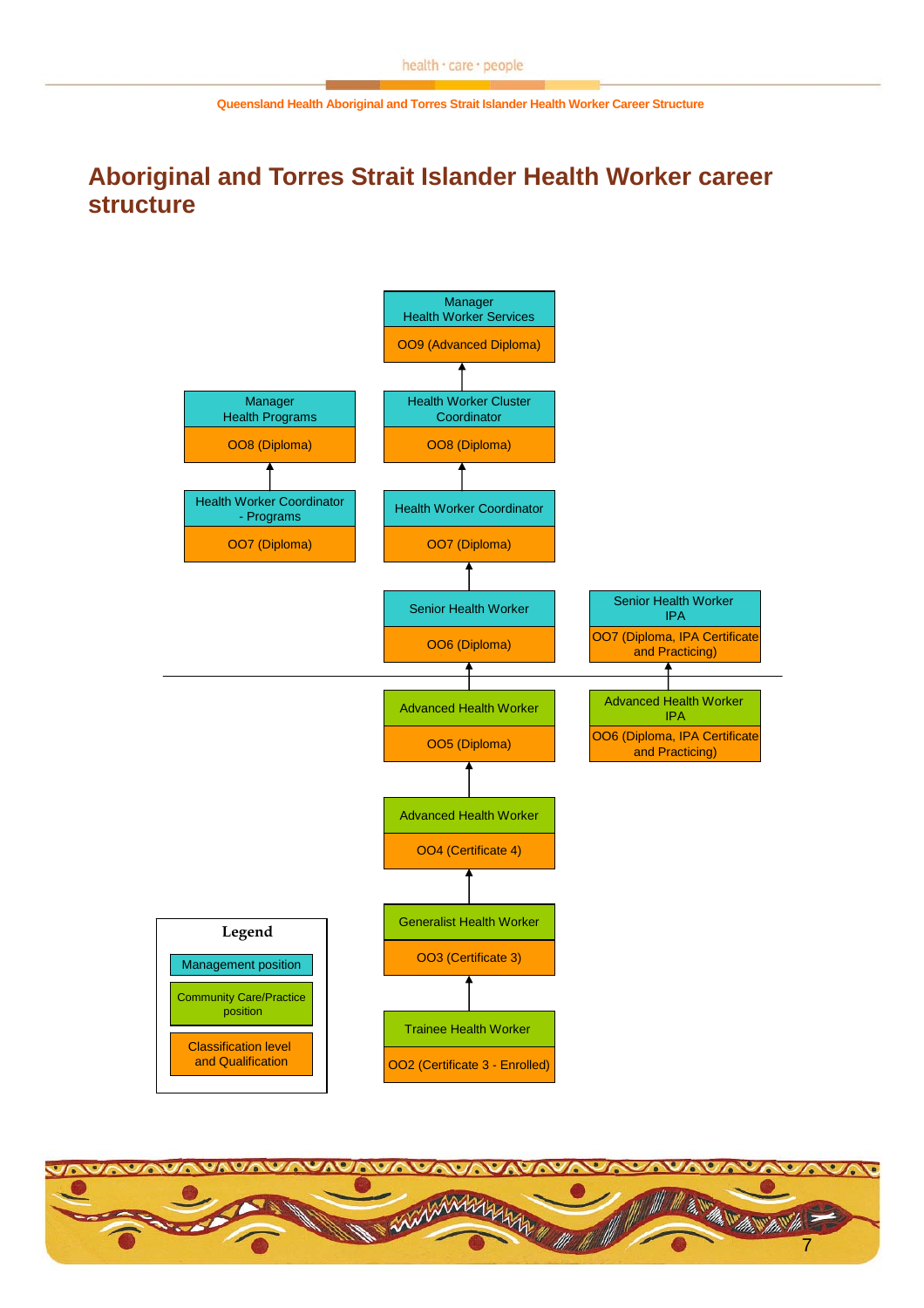# Aboriginal and Torres Strait Islander Health Worker career structure

**Manager Health Worker Services** — OO9 (Advanced Diploma)

↑

**Health Worker Cluster Coordinator** — OO8 (Diploma)

↑

**Health Worker Coordinator** — OO7 (Diploma)

↑

**Senior Health Worker** — OO6 (Diploma)

↑

---

**Advanced Health Worker** — OO5 (Diploma)

↑

**Advanced Health Worker** — OO4 (Certificate 4)

↑

**Generalist Health Worker** — OO3 (Certificate 3)

↑

**Trainee Health Worker** — OO2 (Certificate 3 - Enrolled)

Programs stream:

**Manager Health Programs** — OO8 (Diploma)

↑

**Health Worker Coordinator - Programs** — OO7 (Diploma)

IPA stream:

**Senior Health Worker IPA** — OO7 (Diploma, IPA Certificate and Practicing)

↑

---

**Advanced Health Worker IPA** — OO6 (Diploma, IPA Certificate and Practicing)

**Legend**

- Management position
- Community Care/Practice position
- Classification level and Qualification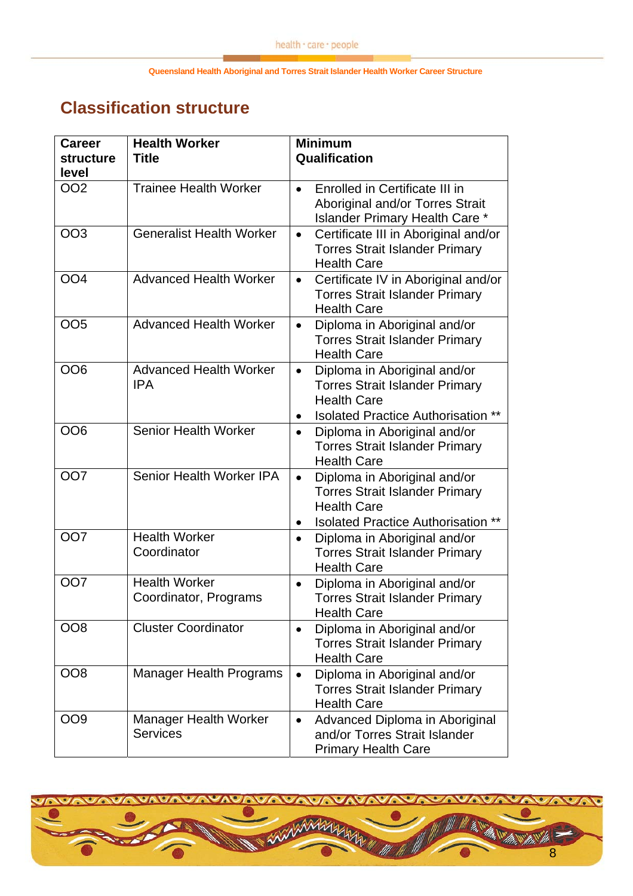## Classification structure

| Career structure level | Health Worker Title | Minimum Qualification |
|---|---|---|
| OO2 | Trainee Health Worker | • Enrolled in Certificate III in Aboriginal and/or Torres Strait Islander Primary Health Care * |
| OO3 | Generalist Health Worker | • Certificate III in Aboriginal and/or Torres Strait Islander Primary Health Care |
| OO4 | Advanced Health Worker | • Certificate IV in Aboriginal and/or Torres Strait Islander Primary Health Care |
| OO5 | Advanced Health Worker | • Diploma in Aboriginal and/or Torres Strait Islander Primary Health Care |
| OO6 | Advanced Health Worker IPA | • Diploma in Aboriginal and/or Torres Strait Islander Primary Health Care<br>• Isolated Practice Authorisation ** |
| OO6 | Senior Health Worker | • Diploma in Aboriginal and/or Torres Strait Islander Primary Health Care |
| OO7 | Senior Health Worker IPA | • Diploma in Aboriginal and/or Torres Strait Islander Primary Health Care<br>• Isolated Practice Authorisation ** |
| OO7 | Health Worker Coordinator | • Diploma in Aboriginal and/or Torres Strait Islander Primary Health Care |
| OO7 | Health Worker Coordinator, Programs | • Diploma in Aboriginal and/or Torres Strait Islander Primary Health Care |
| OO8 | Cluster Coordinator | • Diploma in Aboriginal and/or Torres Strait Islander Primary Health Care |
| OO8 | Manager Health Programs | • Diploma in Aboriginal and/or Torres Strait Islander Primary Health Care |
| OO9 | Manager Health Worker Services | • Advanced Diploma in Aboriginal and/or Torres Strait Islander Primary Health Care |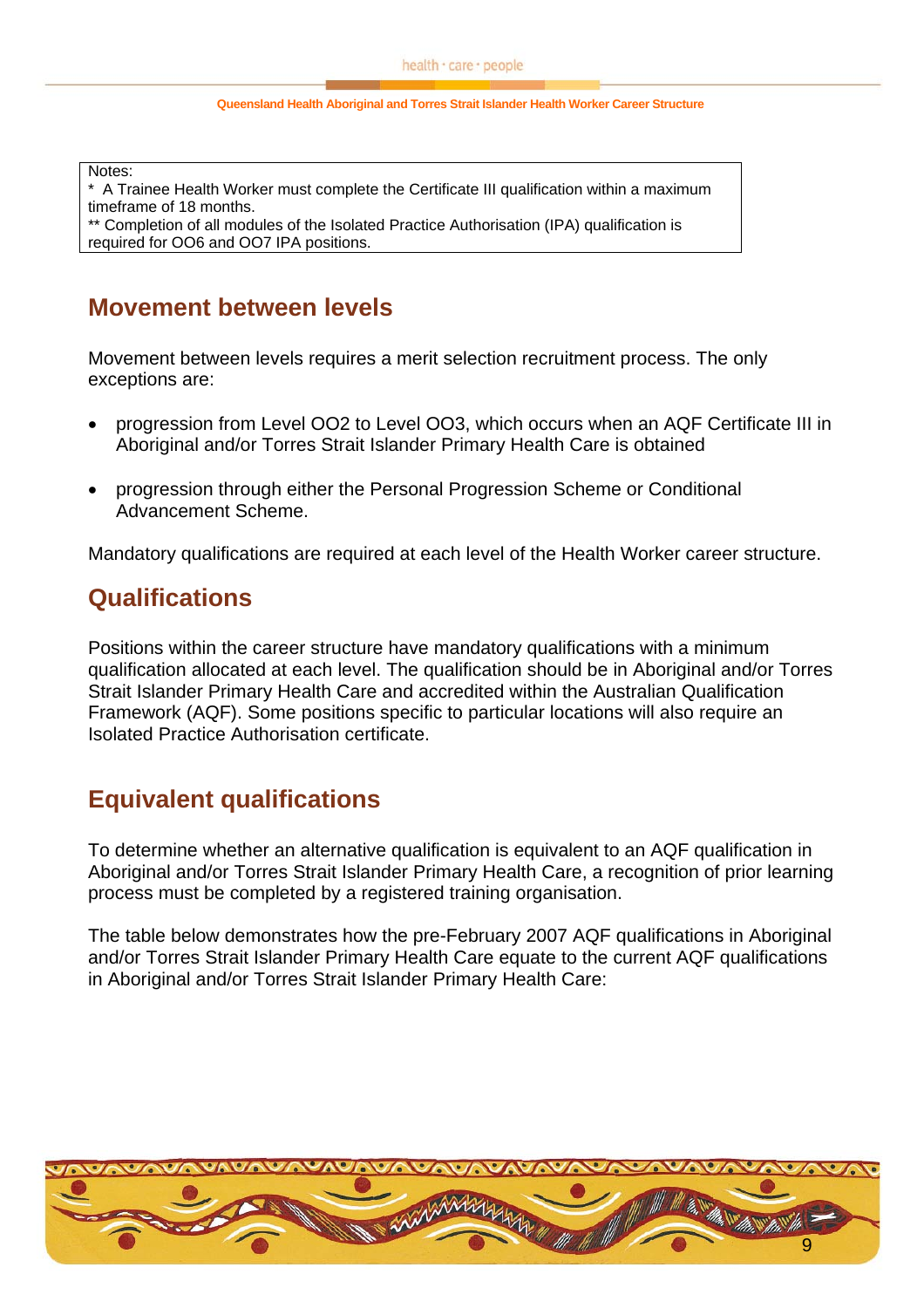Notes:
* A Trainee Health Worker must complete the Certificate III qualification within a maximum timeframe of 18 months.
** Completion of all modules of the Isolated Practice Authorisation (IPA) qualification is required for OO6 and OO7 IPA positions.

## Movement between levels

Movement between levels requires a merit selection recruitment process. The only exceptions are:

- progression from Level OO2 to Level OO3, which occurs when an AQF Certificate III in Aboriginal and/or Torres Strait Islander Primary Health Care is obtained
- progression through either the Personal Progression Scheme or Conditional Advancement Scheme.

Mandatory qualifications are required at each level of the Health Worker career structure.

## Qualifications

Positions within the career structure have mandatory qualifications with a minimum qualification allocated at each level. The qualification should be in Aboriginal and/or Torres Strait Islander Primary Health Care and accredited within the Australian Qualification Framework (AQF). Some positions specific to particular locations will also require an Isolated Practice Authorisation certificate.

## Equivalent qualifications

To determine whether an alternative qualification is equivalent to an AQF qualification in Aboriginal and/or Torres Strait Islander Primary Health Care, a recognition of prior learning process must be completed by a registered training organisation.

The table below demonstrates how the pre-February 2007 AQF qualifications in Aboriginal and/or Torres Strait Islander Primary Health Care equate to the current AQF qualifications in Aboriginal and/or Torres Strait Islander Primary Health Care: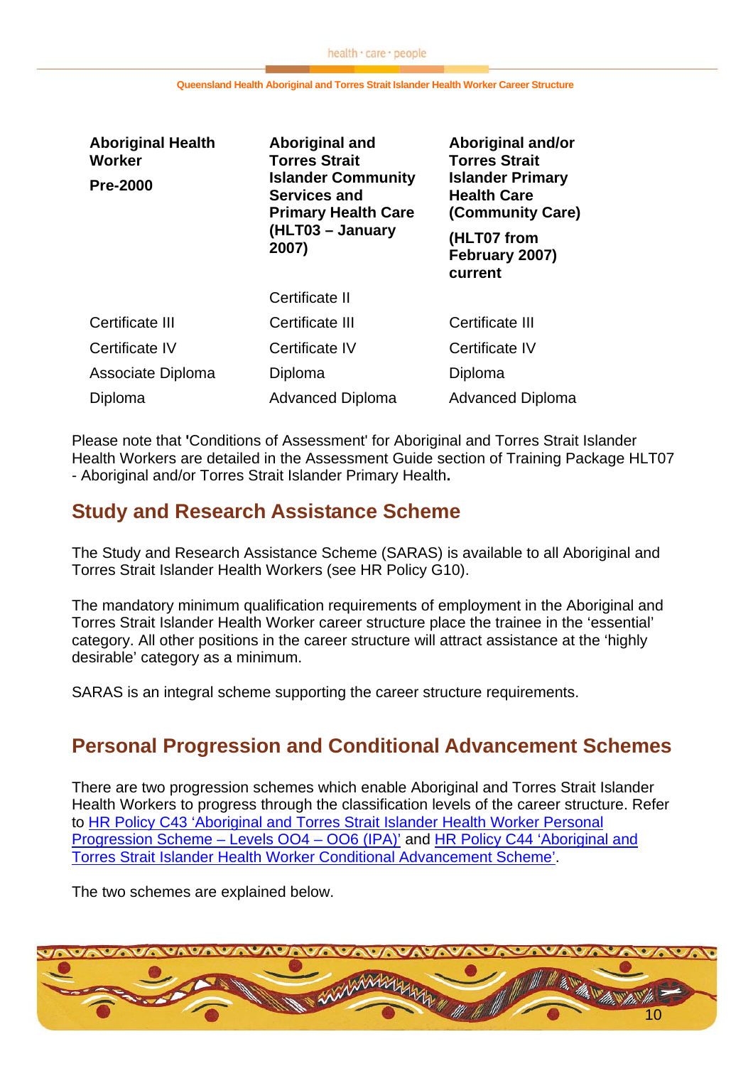| Aboriginal Health Worker Pre-2000 | Aboriginal and Torres Strait Islander Community Services and Primary Health Care (HLT03 – January 2007) | Aboriginal and/or Torres Strait Islander Primary Health Care (Community Care) (HLT07 from February 2007) current |
|---|---|---|
| | Certificate II | |
| Certificate III | Certificate III | Certificate III |
| Certificate IV | Certificate IV | Certificate IV |
| Associate Diploma | Diploma | Diploma |
| Diploma | Advanced Diploma | Advanced Diploma |

Please note that 'Conditions of Assessment' for Aboriginal and Torres Strait Islander Health Workers are detailed in the Assessment Guide section of Training Package HLT07 - Aboriginal and/or Torres Strait Islander Primary Health**.**

## Study and Research Assistance Scheme

The Study and Research Assistance Scheme (SARAS) is available to all Aboriginal and Torres Strait Islander Health Workers (see HR Policy G10).

The mandatory minimum qualification requirements of employment in the Aboriginal and Torres Strait Islander Health Worker career structure place the trainee in the 'essential' category. All other positions in the career structure will attract assistance at the 'highly desirable' category as a minimum.

SARAS is an integral scheme supporting the career structure requirements.

## Personal Progression and Conditional Advancement Schemes

There are two progression schemes which enable Aboriginal and Torres Strait Islander Health Workers to progress through the classification levels of the career structure. Refer to HR Policy C43 'Aboriginal and Torres Strait Islander Health Worker Personal Progression Scheme – Levels OO4 – OO6 (IPA)' and HR Policy C44 'Aboriginal and Torres Strait Islander Health Worker Conditional Advancement Scheme'.

The two schemes are explained below.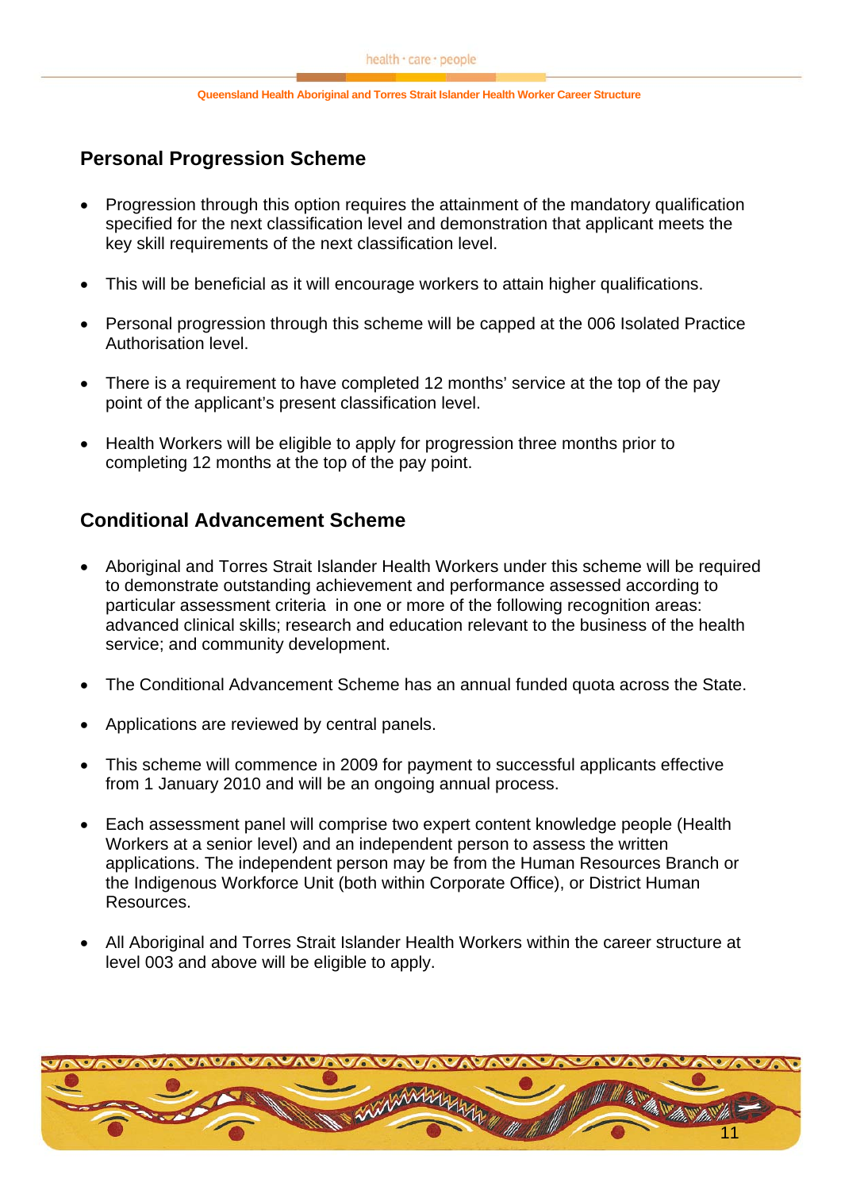## Personal Progression Scheme

- Progression through this option requires the attainment of the mandatory qualification specified for the next classification level and demonstration that applicant meets the key skill requirements of the next classification level.

- This will be beneficial as it will encourage workers to attain higher qualifications.

- Personal progression through this scheme will be capped at the 006 Isolated Practice Authorisation level.

- There is a requirement to have completed 12 months' service at the top of the pay point of the applicant's present classification level.

- Health Workers will be eligible to apply for progression three months prior to completing 12 months at the top of the pay point.

## Conditional Advancement Scheme

- Aboriginal and Torres Strait Islander Health Workers under this scheme will be required to demonstrate outstanding achievement and performance assessed according to particular assessment criteria in one or more of the following recognition areas: advanced clinical skills; research and education relevant to the business of the health service; and community development.

- The Conditional Advancement Scheme has an annual funded quota across the State.

- Applications are reviewed by central panels.

- This scheme will commence in 2009 for payment to successful applicants effective from 1 January 2010 and will be an ongoing annual process.

- Each assessment panel will comprise two expert content knowledge people (Health Workers at a senior level) and an independent person to assess the written applications. The independent person may be from the Human Resources Branch or the Indigenous Workforce Unit (both within Corporate Office), or District Human Resources.

- All Aboriginal and Torres Strait Islander Health Workers within the career structure at level 003 and above will be eligible to apply.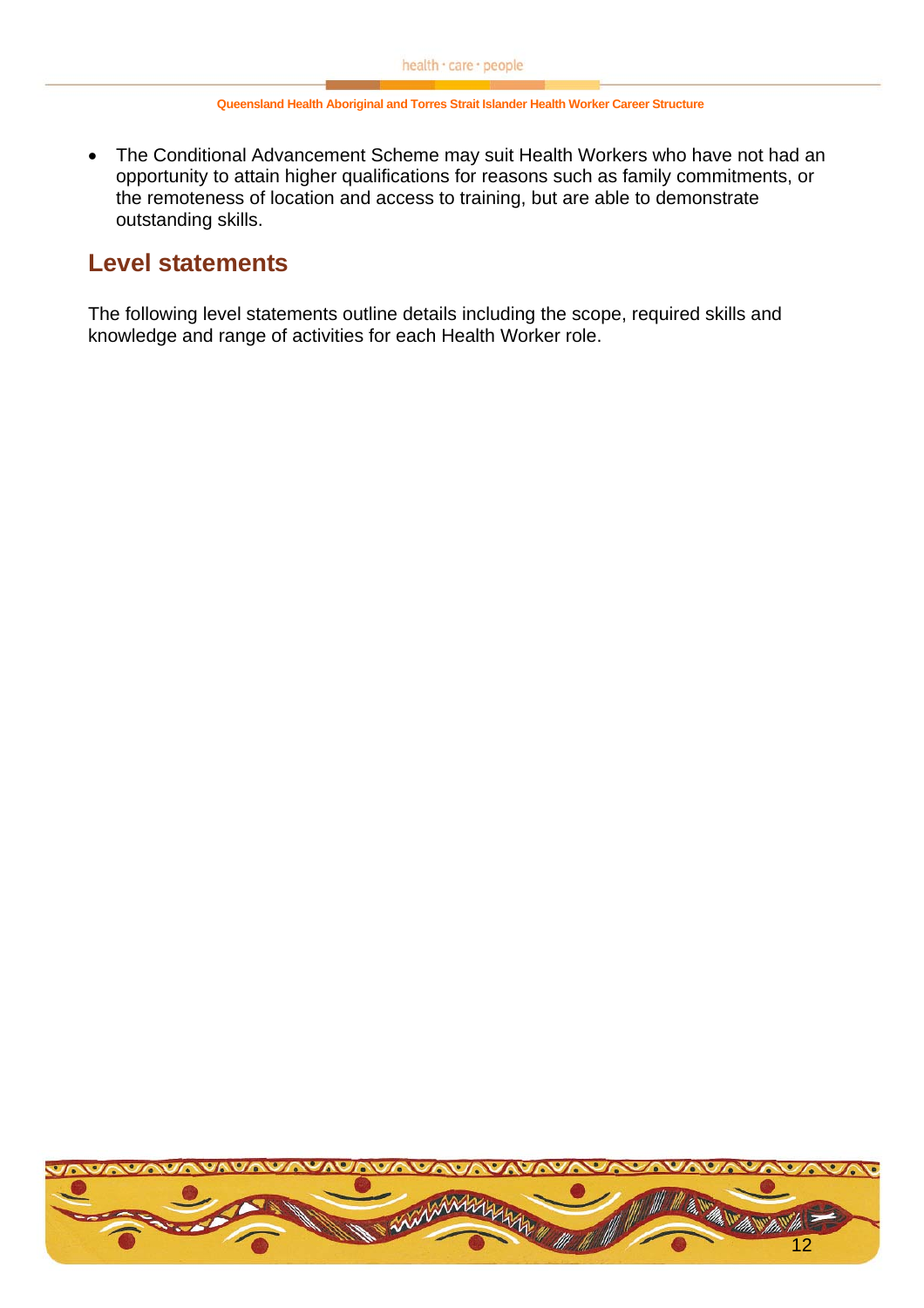- The Conditional Advancement Scheme may suit Health Workers who have not had an opportunity to attain higher qualifications for reasons such as family commitments, or the remoteness of location and access to training, but are able to demonstrate outstanding skills.

## Level statements

The following level statements outline details including the scope, required skills and knowledge and range of activities for each Health Worker role.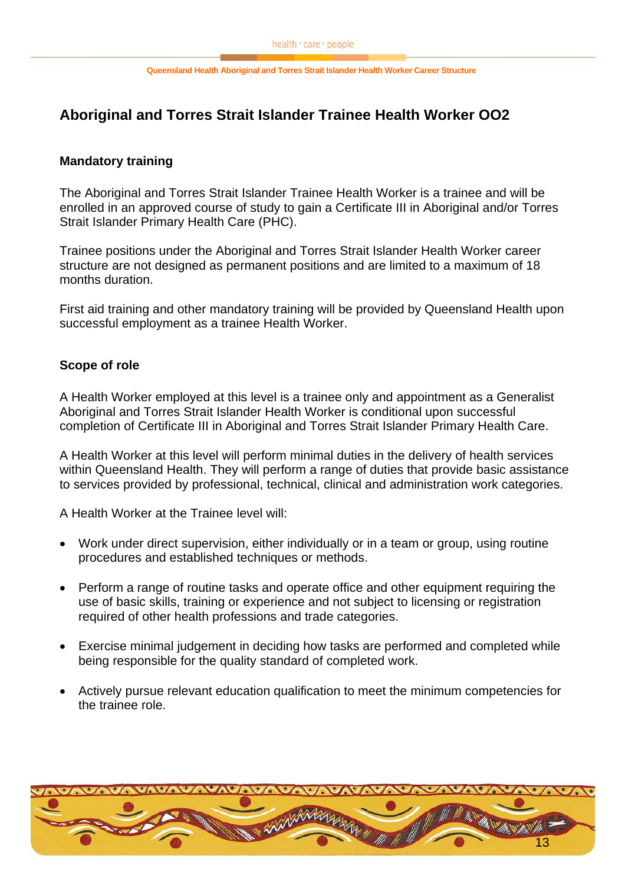## Aboriginal and Torres Strait Islander Trainee Health Worker OO2

### Mandatory training

The Aboriginal and Torres Strait Islander Trainee Health Worker is a trainee and will be enrolled in an approved course of study to gain a Certificate III in Aboriginal and/or Torres Strait Islander Primary Health Care (PHC).

Trainee positions under the Aboriginal and Torres Strait Islander Health Worker career structure are not designed as permanent positions and are limited to a maximum of 18 months duration.

First aid training and other mandatory training will be provided by Queensland Health upon successful employment as a trainee Health Worker.

### Scope of role

A Health Worker employed at this level is a trainee only and appointment as a Generalist Aboriginal and Torres Strait Islander Health Worker is conditional upon successful completion of Certificate III in Aboriginal and Torres Strait Islander Primary Health Care.

A Health Worker at this level will perform minimal duties in the delivery of health services within Queensland Health. They will perform a range of duties that provide basic assistance to services provided by professional, technical, clinical and administration work categories.

A Health Worker at the Trainee level will:

- Work under direct supervision, either individually or in a team or group, using routine procedures and established techniques or methods.
- Perform a range of routine tasks and operate office and other equipment requiring the use of basic skills, training or experience and not subject to licensing or registration required of other health professions and trade categories.
- Exercise minimal judgement in deciding how tasks are performed and completed while being responsible for the quality standard of completed work.
- Actively pursue relevant education qualification to meet the minimum competencies for the trainee role.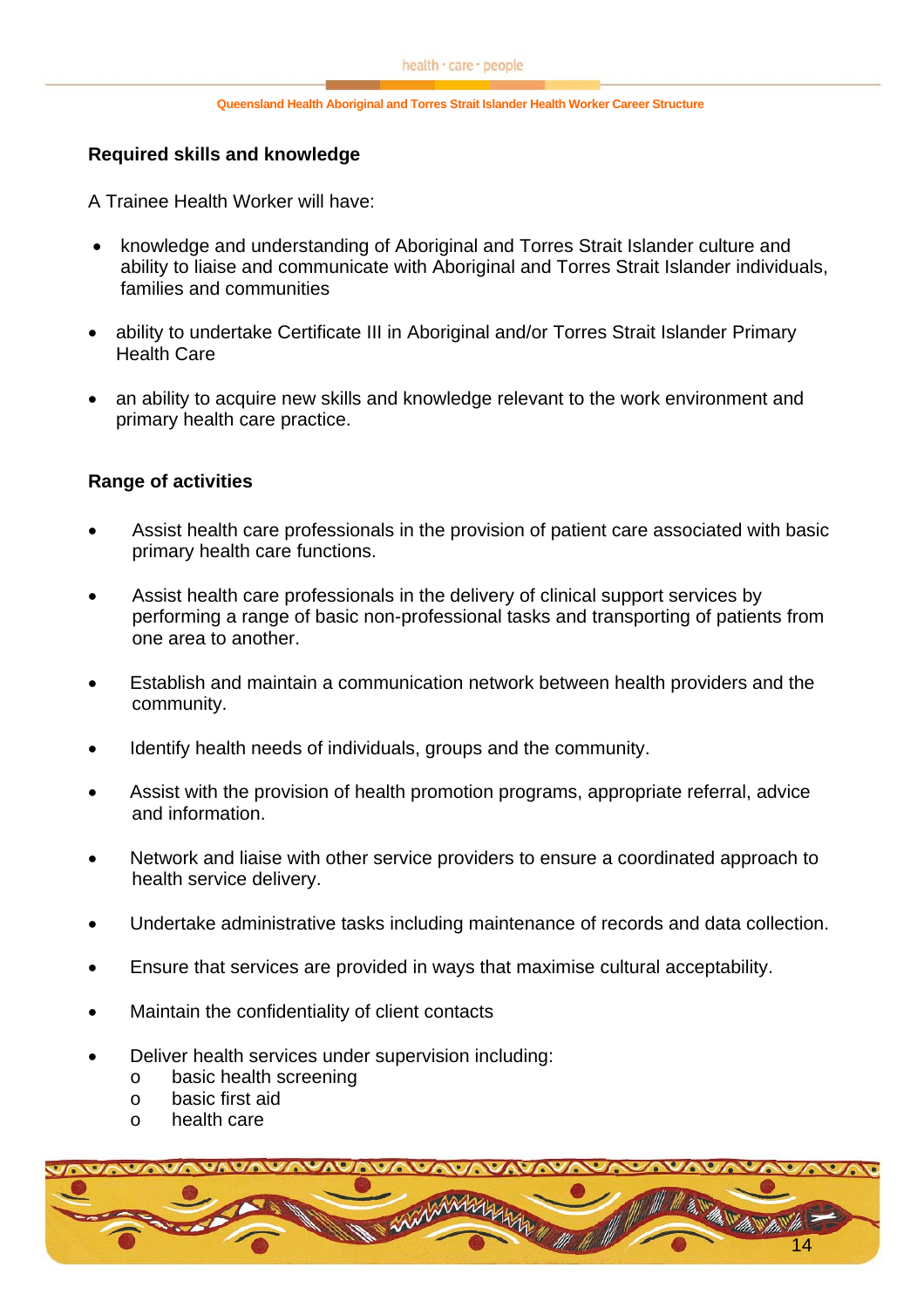### Required skills and knowledge

A Trainee Health Worker will have:

- knowledge and understanding of Aboriginal and Torres Strait Islander culture and ability to liaise and communicate with Aboriginal and Torres Strait Islander individuals, families and communities
- ability to undertake Certificate III in Aboriginal and/or Torres Strait Islander Primary Health Care
- an ability to acquire new skills and knowledge relevant to the work environment and primary health care practice.

### Range of activities

- Assist health care professionals in the provision of patient care associated with basic primary health care functions.
- Assist health care professionals in the delivery of clinical support services by performing a range of basic non-professional tasks and transporting of patients from one area to another.
- Establish and maintain a communication network between health providers and the community.
- Identify health needs of individuals, groups and the community.
- Assist with the provision of health promotion programs, appropriate referral, advice and information.
- Network and liaise with other service providers to ensure a coordinated approach to health service delivery.
- Undertake administrative tasks including maintenance of records and data collection.
- Ensure that services are provided in ways that maximise cultural acceptability.
- Maintain the confidentiality of client contacts
- Deliver health services under supervision including:
  - basic health screening
  - basic first aid
  - health care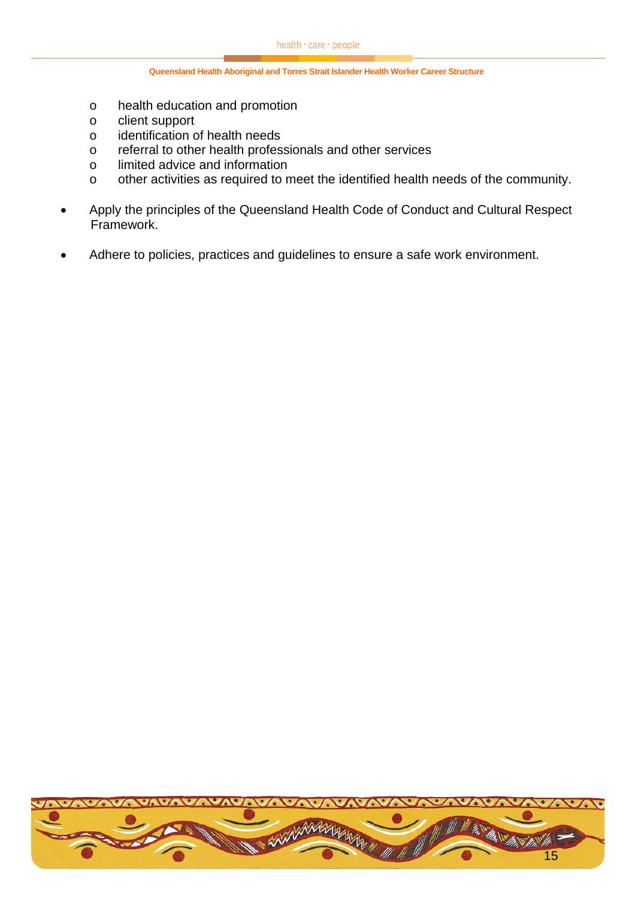- health education and promotion
  - client support
  - identification of health needs
  - referral to other health professionals and other services
  - limited advice and information
  - other activities as required to meet the identified health needs of the community.

- Apply the principles of the Queensland Health Code of Conduct and Cultural Respect Framework.

- Adhere to policies, practices and guidelines to ensure a safe work environment.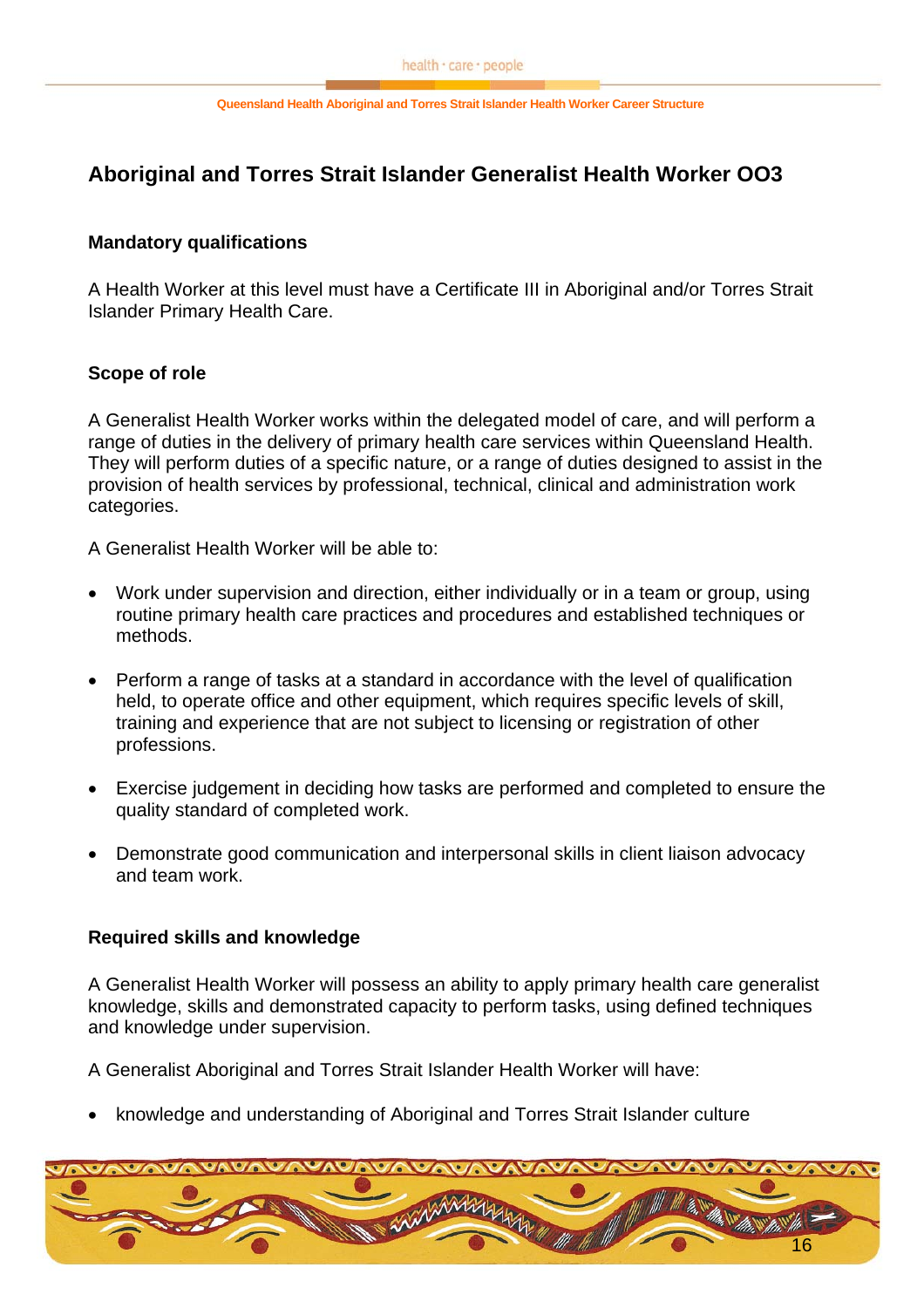## Aboriginal and Torres Strait Islander Generalist Health Worker OO3

### Mandatory qualifications

A Health Worker at this level must have a Certificate III in Aboriginal and/or Torres Strait Islander Primary Health Care.

### Scope of role

A Generalist Health Worker works within the delegated model of care, and will perform a range of duties in the delivery of primary health care services within Queensland Health. They will perform duties of a specific nature, or a range of duties designed to assist in the provision of health services by professional, technical, clinical and administration work categories.

A Generalist Health Worker will be able to:

- Work under supervision and direction, either individually or in a team or group, using routine primary health care practices and procedures and established techniques or methods.
- Perform a range of tasks at a standard in accordance with the level of qualification held, to operate office and other equipment, which requires specific levels of skill, training and experience that are not subject to licensing or registration of other professions.
- Exercise judgement in deciding how tasks are performed and completed to ensure the quality standard of completed work.
- Demonstrate good communication and interpersonal skills in client liaison advocacy and team work.

### Required skills and knowledge

A Generalist Health Worker will possess an ability to apply primary health care generalist knowledge, skills and demonstrated capacity to perform tasks, using defined techniques and knowledge under supervision.

A Generalist Aboriginal and Torres Strait Islander Health Worker will have:

- knowledge and understanding of Aboriginal and Torres Strait Islander culture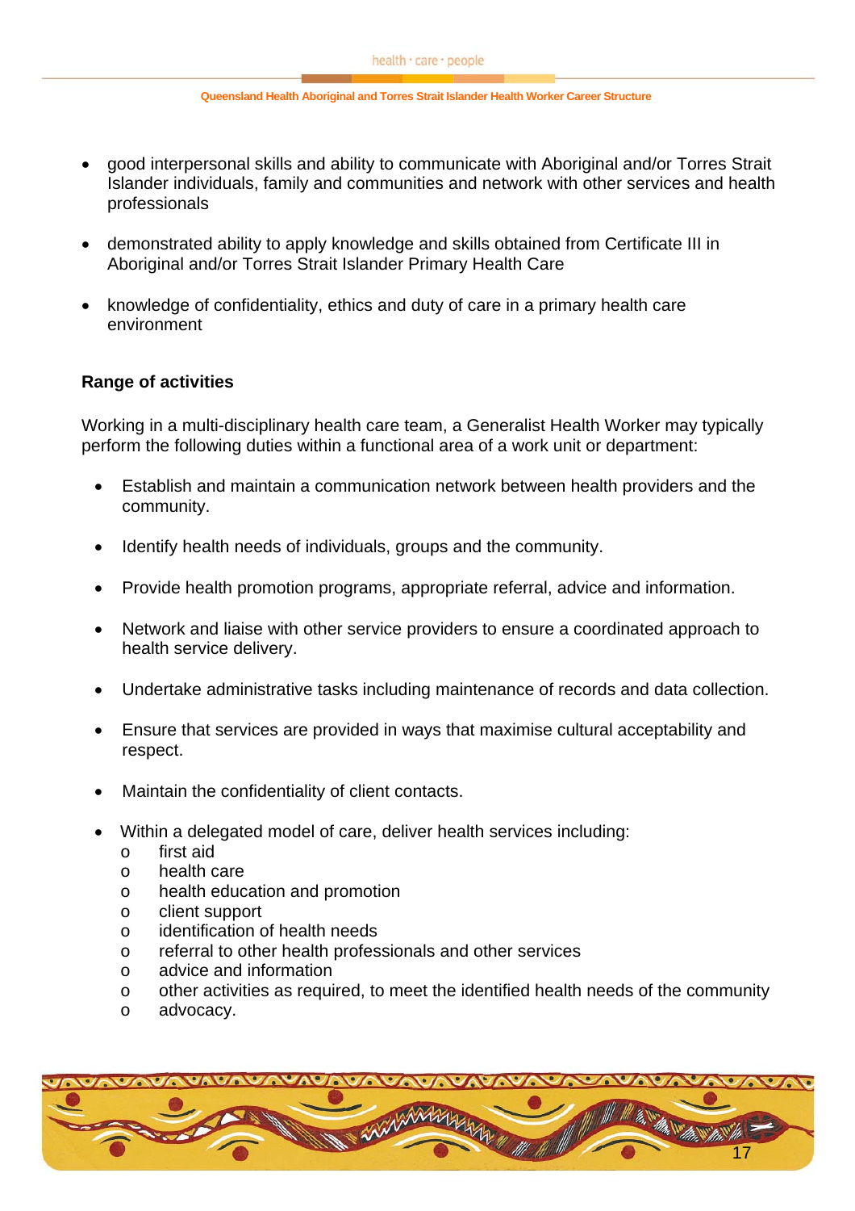- good interpersonal skills and ability to communicate with Aboriginal and/or Torres Strait Islander individuals, family and communities and network with other services and health professionals

- demonstrated ability to apply knowledge and skills obtained from Certificate III in Aboriginal and/or Torres Strait Islander Primary Health Care

- knowledge of confidentiality, ethics and duty of care in a primary health care environment

**Range of activities**

Working in a multi-disciplinary health care team, a Generalist Health Worker may typically perform the following duties within a functional area of a work unit or department:

- Establish and maintain a communication network between health providers and the community.

- Identify health needs of individuals, groups and the community.

- Provide health promotion programs, appropriate referral, advice and information.

- Network and liaise with other service providers to ensure a coordinated approach to health service delivery.

- Undertake administrative tasks including maintenance of records and data collection.

- Ensure that services are provided in ways that maximise cultural acceptability and respect.

- Maintain the confidentiality of client contacts.

- Within a delegated model of care, deliver health services including:
  - first aid
  - health care
  - health education and promotion
  - client support
  - identification of health needs
  - referral to other health professionals and other services
  - advice and information
  - other activities as required, to meet the identified health needs of the community
  - advocacy.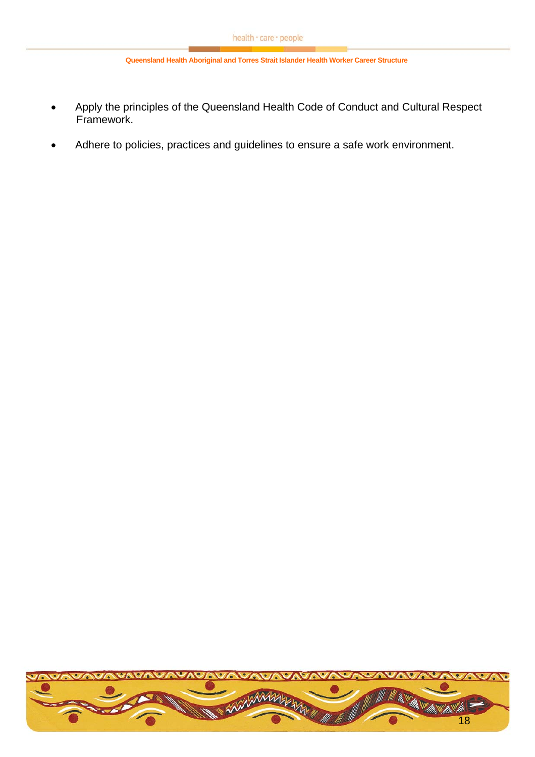- Apply the principles of the Queensland Health Code of Conduct and Cultural Respect Framework.
- Adhere to policies, practices and guidelines to ensure a safe work environment.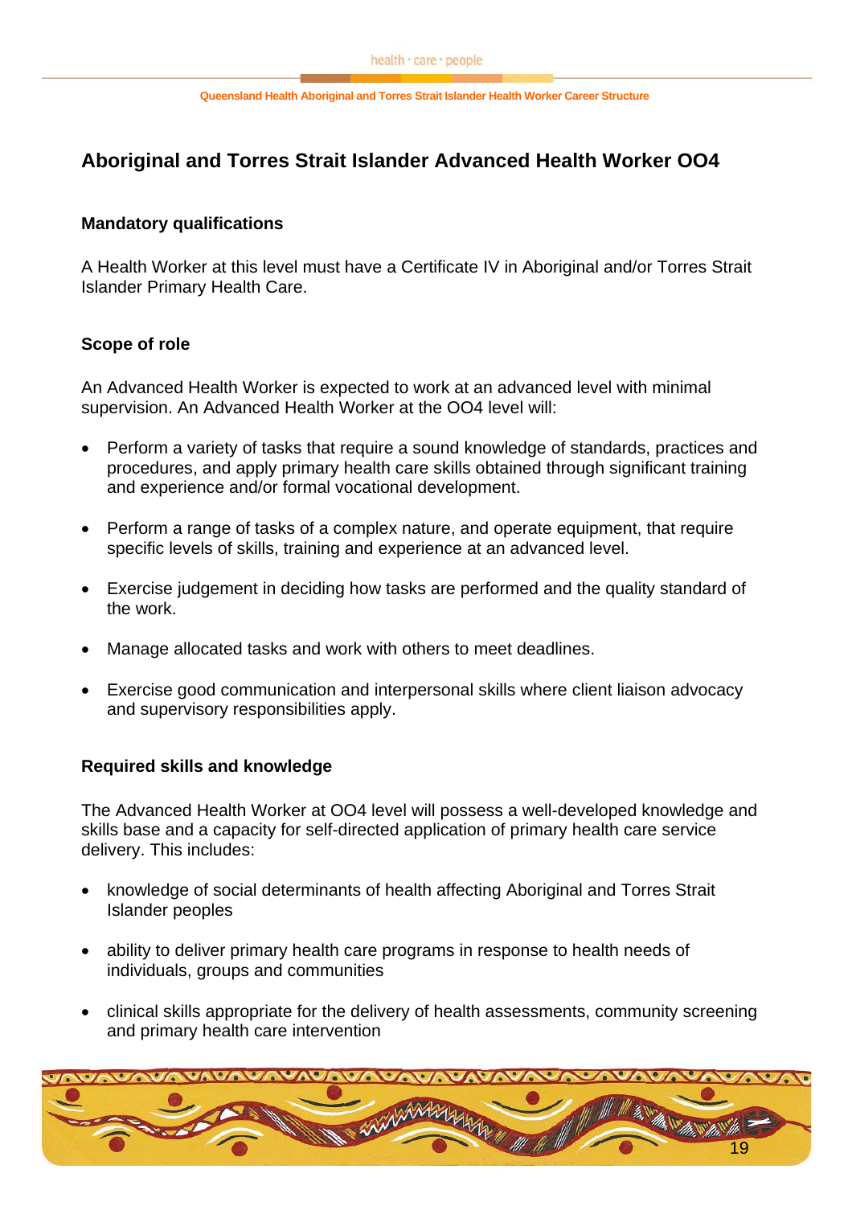## Aboriginal and Torres Strait Islander Advanced Health Worker OO4

### Mandatory qualifications

A Health Worker at this level must have a Certificate IV in Aboriginal and/or Torres Strait Islander Primary Health Care.

### Scope of role

An Advanced Health Worker is expected to work at an advanced level with minimal supervision. An Advanced Health Worker at the OO4 level will:

- Perform a variety of tasks that require a sound knowledge of standards, practices and procedures, and apply primary health care skills obtained through significant training and experience and/or formal vocational development.
- Perform a range of tasks of a complex nature, and operate equipment, that require specific levels of skills, training and experience at an advanced level.
- Exercise judgement in deciding how tasks are performed and the quality standard of the work.
- Manage allocated tasks and work with others to meet deadlines.
- Exercise good communication and interpersonal skills where client liaison advocacy and supervisory responsibilities apply.

### Required skills and knowledge

The Advanced Health Worker at OO4 level will possess a well-developed knowledge and skills base and a capacity for self-directed application of primary health care service delivery. This includes:

- knowledge of social determinants of health affecting Aboriginal and Torres Strait Islander peoples
- ability to deliver primary health care programs in response to health needs of individuals, groups and communities
- clinical skills appropriate for the delivery of health assessments, community screening and primary health care intervention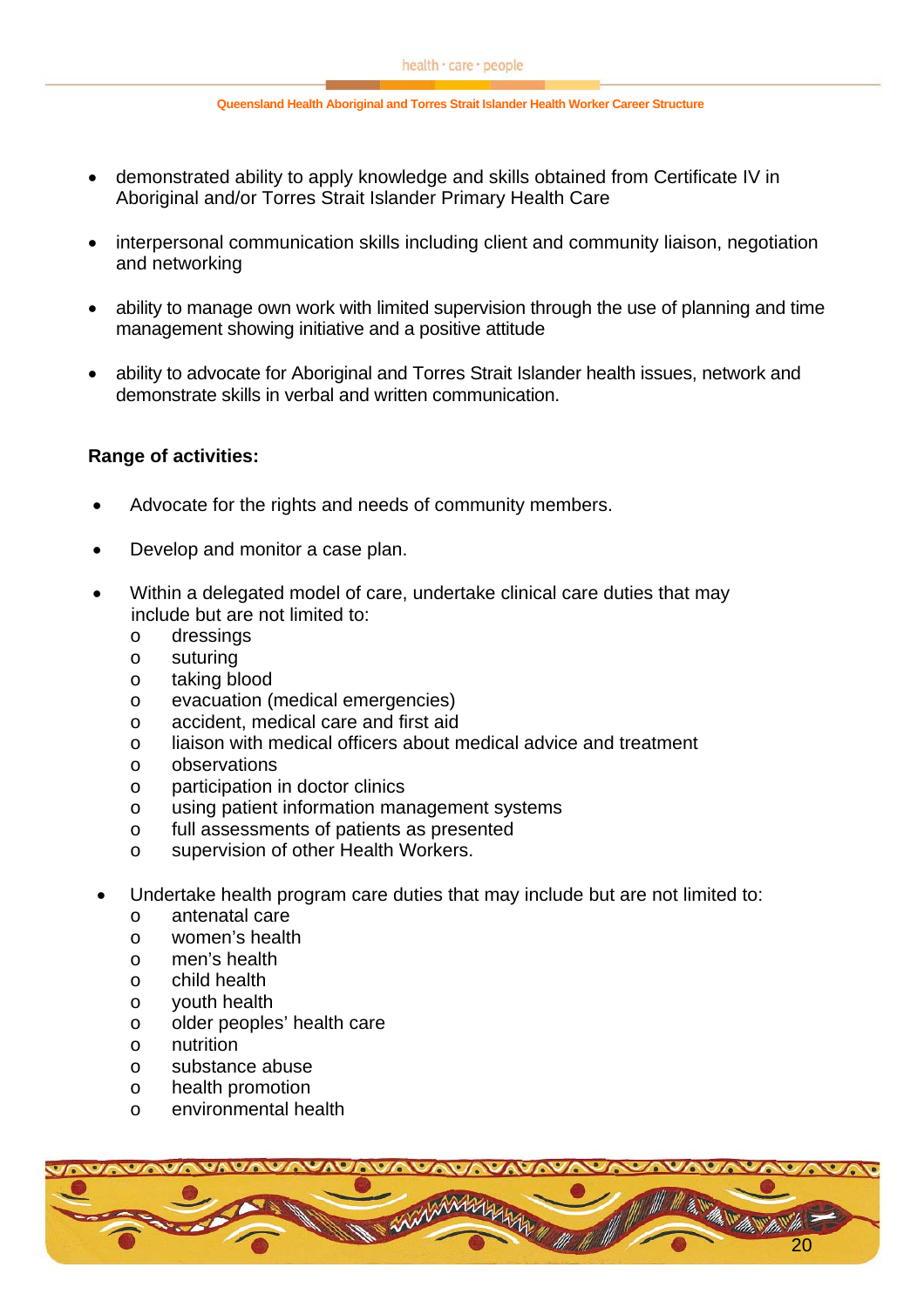- demonstrated ability to apply knowledge and skills obtained from Certificate IV in Aboriginal and/or Torres Strait Islander Primary Health Care

- interpersonal communication skills including client and community liaison, negotiation and networking

- ability to manage own work with limited supervision through the use of planning and time management showing initiative and a positive attitude

- ability to advocate for Aboriginal and Torres Strait Islander health issues, network and demonstrate skills in verbal and written communication.

**Range of activities:**

- Advocate for the rights and needs of community members.

- Develop and monitor a case plan.

- Within a delegated model of care, undertake clinical care duties that may include but are not limited to:
  - dressings
  - suturing
  - taking blood
  - evacuation (medical emergencies)
  - accident, medical care and first aid
  - liaison with medical officers about medical advice and treatment
  - observations
  - participation in doctor clinics
  - using patient information management systems
  - full assessments of patients as presented
  - supervision of other Health Workers.

- Undertake health program care duties that may include but are not limited to:
  - antenatal care
  - women's health
  - men's health
  - child health
  - youth health
  - older peoples' health care
  - nutrition
  - substance abuse
  - health promotion
  - environmental health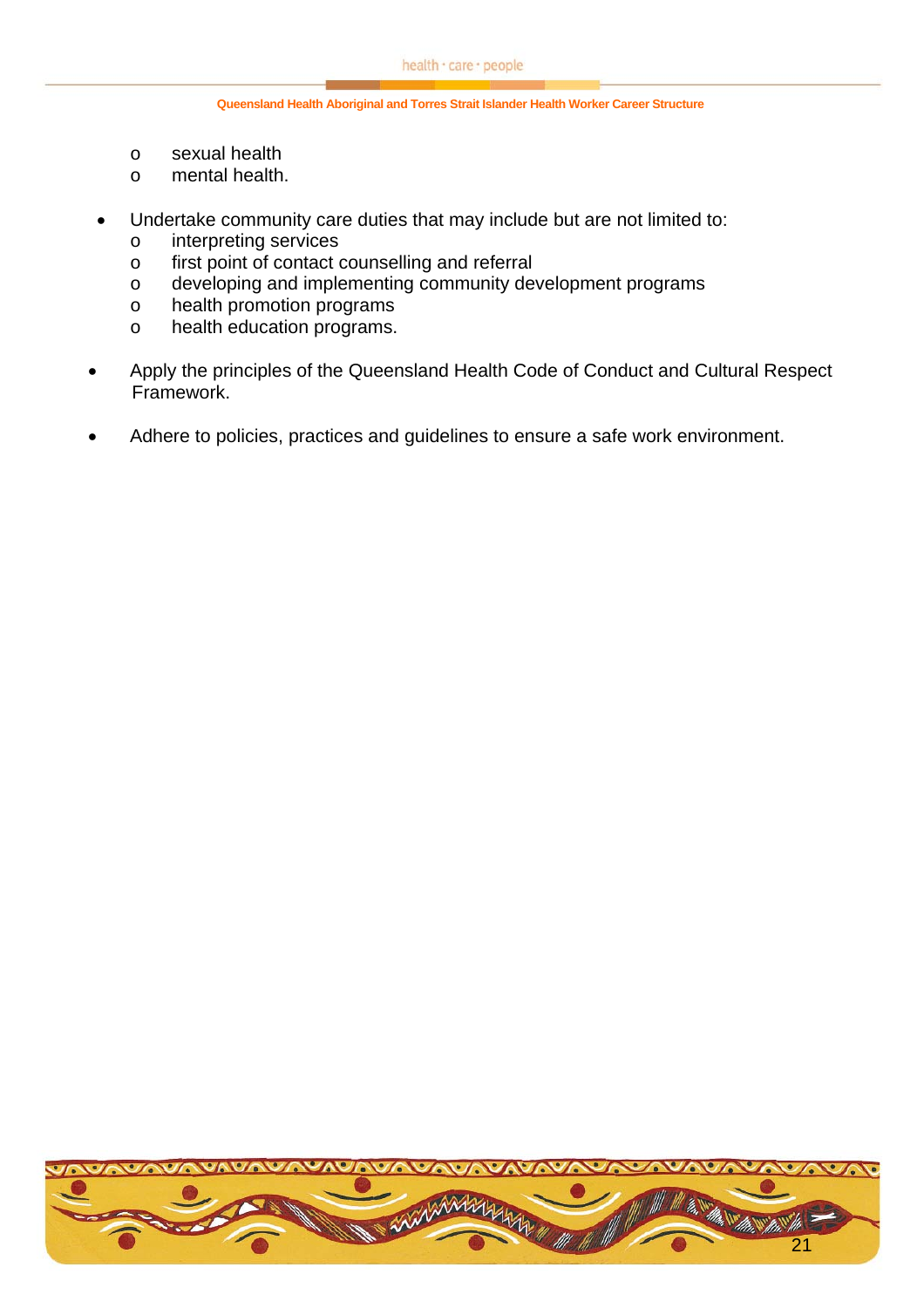- sexual health
  - mental health.

- Undertake community care duties that may include but are not limited to:
  - interpreting services
  - first point of contact counselling and referral
  - developing and implementing community development programs
  - health promotion programs
  - health education programs.

- Apply the principles of the Queensland Health Code of Conduct and Cultural Respect Framework.

- Adhere to policies, practices and guidelines to ensure a safe work environment.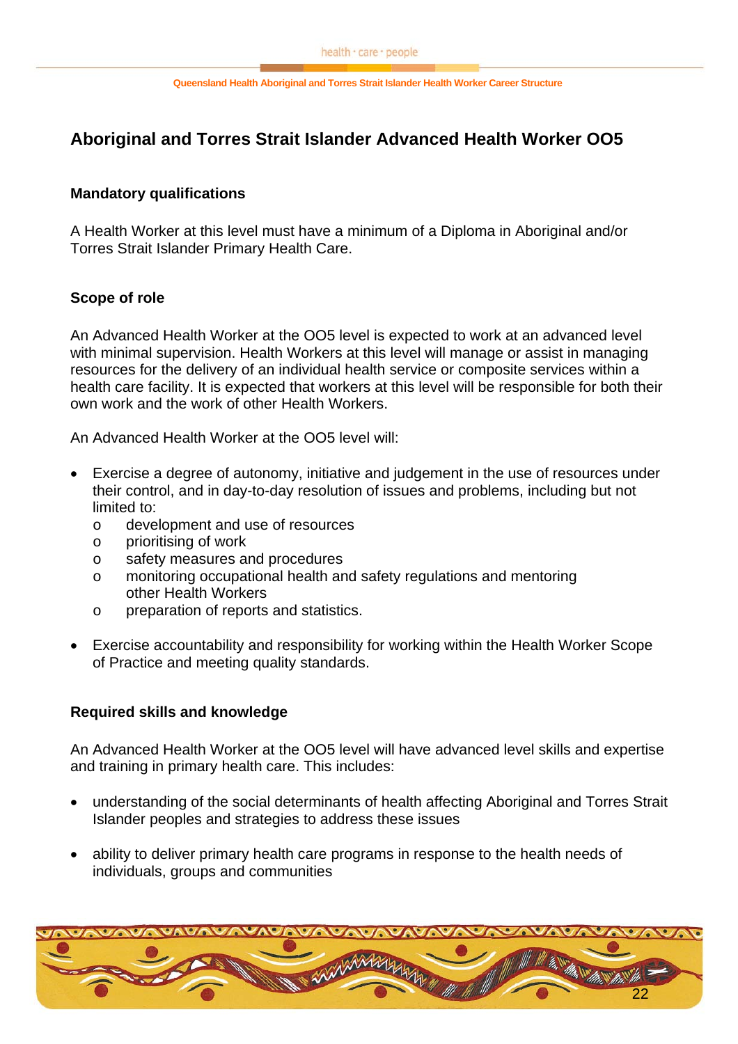## Aboriginal and Torres Strait Islander Advanced Health Worker OO5

### Mandatory qualifications

A Health Worker at this level must have a minimum of a Diploma in Aboriginal and/or Torres Strait Islander Primary Health Care.

### Scope of role

An Advanced Health Worker at the OO5 level is expected to work at an advanced level with minimal supervision. Health Workers at this level will manage or assist in managing resources for the delivery of an individual health service or composite services within a health care facility. It is expected that workers at this level will be responsible for both their own work and the work of other Health Workers.

An Advanced Health Worker at the OO5 level will:

- Exercise a degree of autonomy, initiative and judgement in the use of resources under their control, and in day-to-day resolution of issues and problems, including but not limited to:
  - development and use of resources
  - prioritising of work
  - safety measures and procedures
  - monitoring occupational health and safety regulations and mentoring other Health Workers
  - preparation of reports and statistics.
- Exercise accountability and responsibility for working within the Health Worker Scope of Practice and meeting quality standards.

### Required skills and knowledge

An Advanced Health Worker at the OO5 level will have advanced level skills and expertise and training in primary health care. This includes:

- understanding of the social determinants of health affecting Aboriginal and Torres Strait Islander peoples and strategies to address these issues
- ability to deliver primary health care programs in response to the health needs of individuals, groups and communities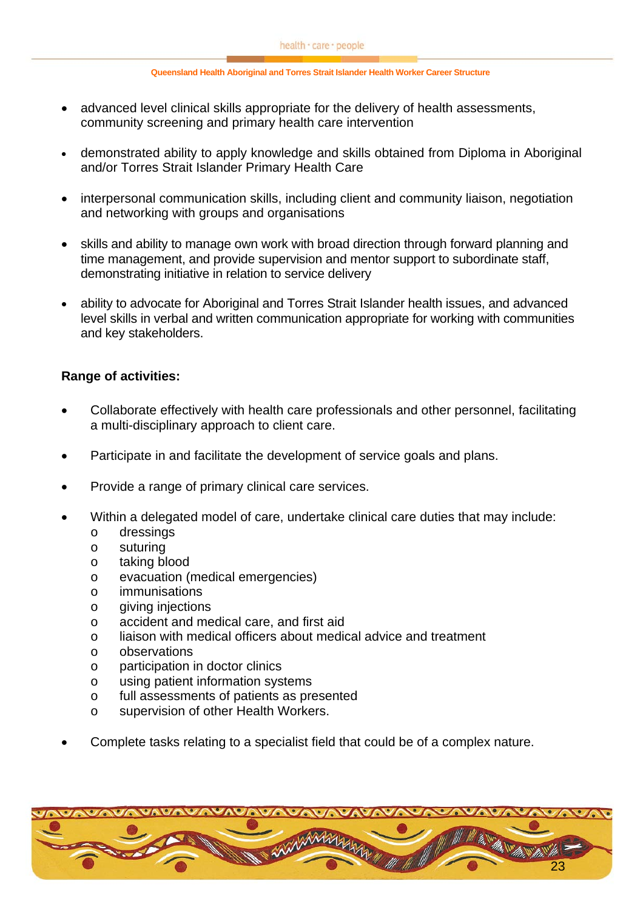- advanced level clinical skills appropriate for the delivery of health assessments, community screening and primary health care intervention
- demonstrated ability to apply knowledge and skills obtained from Diploma in Aboriginal and/or Torres Strait Islander Primary Health Care
- interpersonal communication skills, including client and community liaison, negotiation and networking with groups and organisations
- skills and ability to manage own work with broad direction through forward planning and time management, and provide supervision and mentor support to subordinate staff, demonstrating initiative in relation to service delivery
- ability to advocate for Aboriginal and Torres Strait Islander health issues, and advanced level skills in verbal and written communication appropriate for working with communities and key stakeholders.

**Range of activities:**

- Collaborate effectively with health care professionals and other personnel, facilitating a multi-disciplinary approach to client care.
- Participate in and facilitate the development of service goals and plans.
- Provide a range of primary clinical care services.
- Within a delegated model of care, undertake clinical care duties that may include:
  - dressings
  - suturing
  - taking blood
  - evacuation (medical emergencies)
  - immunisations
  - giving injections
  - accident and medical care, and first aid
  - liaison with medical officers about medical advice and treatment
  - observations
  - participation in doctor clinics
  - using patient information systems
  - full assessments of patients as presented
  - supervision of other Health Workers.
- Complete tasks relating to a specialist field that could be of a complex nature.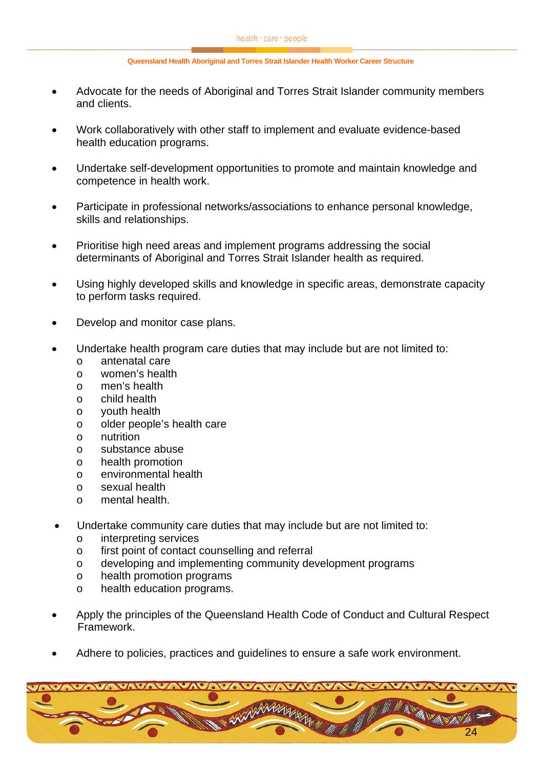- Advocate for the needs of Aboriginal and Torres Strait Islander community members and clients.

- Work collaboratively with other staff to implement and evaluate evidence-based health education programs.

- Undertake self-development opportunities to promote and maintain knowledge and competence in health work.

- Participate in professional networks/associations to enhance personal knowledge, skills and relationships.

- Prioritise high need areas and implement programs addressing the social determinants of Aboriginal and Torres Strait Islander health as required.

- Using highly developed skills and knowledge in specific areas, demonstrate capacity to perform tasks required.

- Develop and monitor case plans.

- Undertake health program care duties that may include but are not limited to:
  - antenatal care
  - women's health
  - men's health
  - child health
  - youth health
  - older people's health care
  - nutrition
  - substance abuse
  - health promotion
  - environmental health
  - sexual health
  - mental health.

- Undertake community care duties that may include but are not limited to:
  - interpreting services
  - first point of contact counselling and referral
  - developing and implementing community development programs
  - health promotion programs
  - health education programs.

- Apply the principles of the Queensland Health Code of Conduct and Cultural Respect Framework.

- Adhere to policies, practices and guidelines to ensure a safe work environment.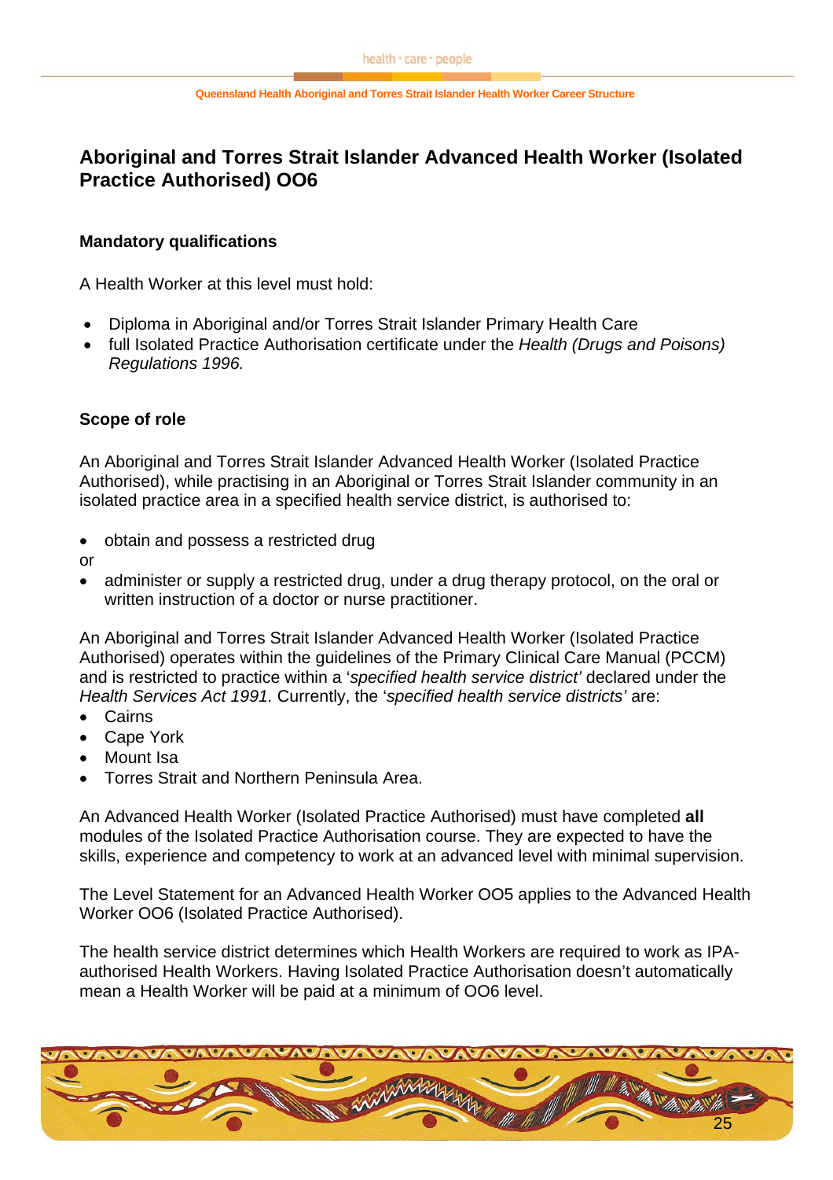## Aboriginal and Torres Strait Islander Advanced Health Worker (Isolated Practice Authorised) OO6

### Mandatory qualifications

A Health Worker at this level must hold:

- Diploma in Aboriginal and/or Torres Strait Islander Primary Health Care
- full Isolated Practice Authorisation certificate under the *Health (Drugs and Poisons) Regulations 1996.*

### Scope of role

An Aboriginal and Torres Strait Islander Advanced Health Worker (Isolated Practice Authorised), while practising in an Aboriginal or Torres Strait Islander community in an isolated practice area in a specified health service district, is authorised to:

- obtain and possess a restricted drug

or

- administer or supply a restricted drug, under a drug therapy protocol, on the oral or written instruction of a doctor or nurse practitioner.

An Aboriginal and Torres Strait Islander Advanced Health Worker (Isolated Practice Authorised) operates within the guidelines of the Primary Clinical Care Manual (PCCM) and is restricted to practice within a '*specified health service district'* declared under the *Health Services Act 1991.* Currently, the '*specified health service districts'* are:

- Cairns
- Cape York
- Mount Isa
- Torres Strait and Northern Peninsula Area.

An Advanced Health Worker (Isolated Practice Authorised) must have completed **all** modules of the Isolated Practice Authorisation course. They are expected to have the skills, experience and competency to work at an advanced level with minimal supervision.

The Level Statement for an Advanced Health Worker OO5 applies to the Advanced Health Worker OO6 (Isolated Practice Authorised).

The health service district determines which Health Workers are required to work as IPA-authorised Health Workers. Having Isolated Practice Authorisation doesn't automatically mean a Health Worker will be paid at a minimum of OO6 level.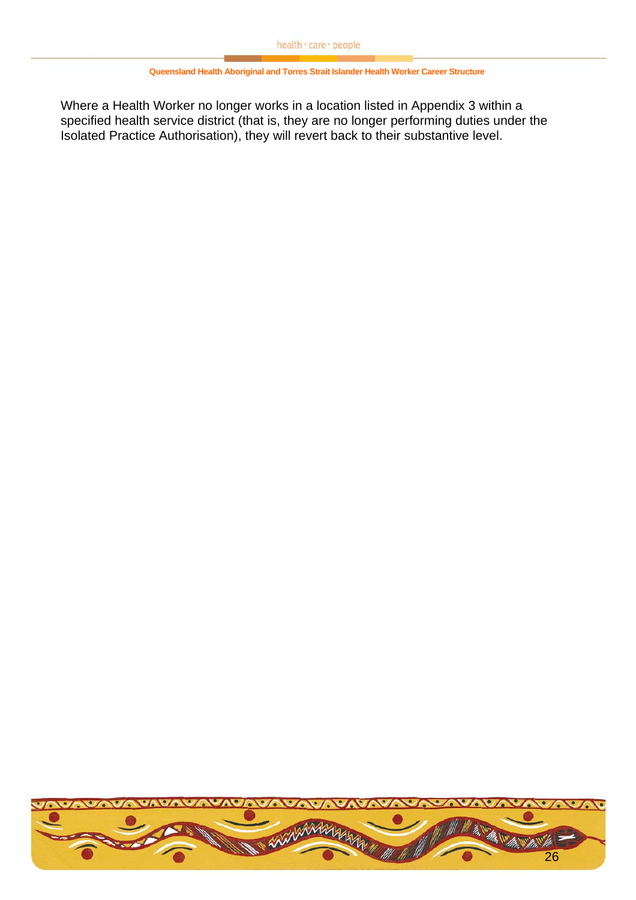Where a Health Worker no longer works in a location listed in Appendix 3 within a specified health service district (that is, they are no longer performing duties under the Isolated Practice Authorisation), they will revert back to their substantive level.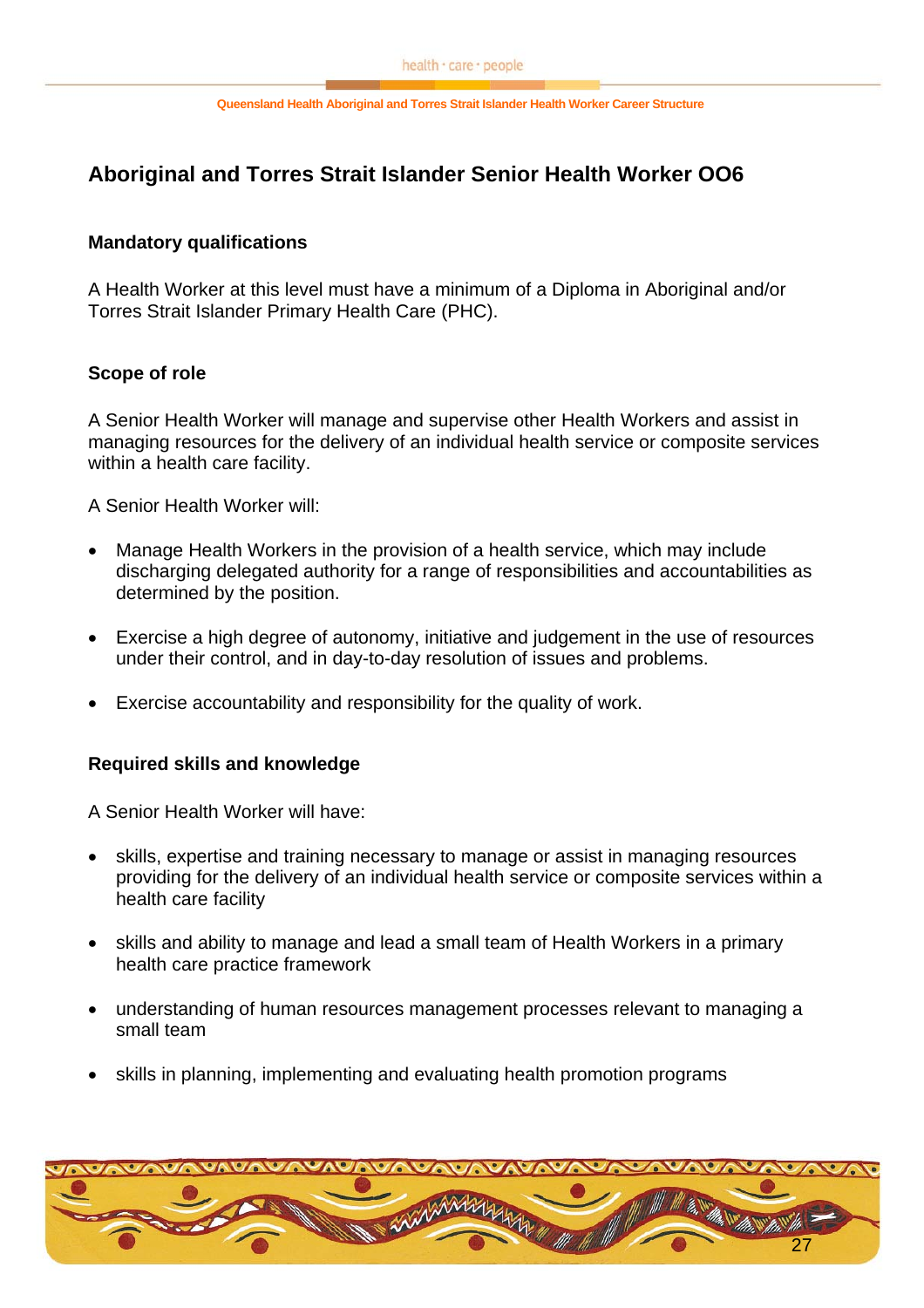## Aboriginal and Torres Strait Islander Senior Health Worker OO6

### Mandatory qualifications

A Health Worker at this level must have a minimum of a Diploma in Aboriginal and/or Torres Strait Islander Primary Health Care (PHC).

### Scope of role

A Senior Health Worker will manage and supervise other Health Workers and assist in managing resources for the delivery of an individual health service or composite services within a health care facility.

A Senior Health Worker will:

- Manage Health Workers in the provision of a health service, which may include discharging delegated authority for a range of responsibilities and accountabilities as determined by the position.
- Exercise a high degree of autonomy, initiative and judgement in the use of resources under their control, and in day-to-day resolution of issues and problems.
- Exercise accountability and responsibility for the quality of work.

### Required skills and knowledge

A Senior Health Worker will have:

- skills, expertise and training necessary to manage or assist in managing resources providing for the delivery of an individual health service or composite services within a health care facility
- skills and ability to manage and lead a small team of Health Workers in a primary health care practice framework
- understanding of human resources management processes relevant to managing a small team
- skills in planning, implementing and evaluating health promotion programs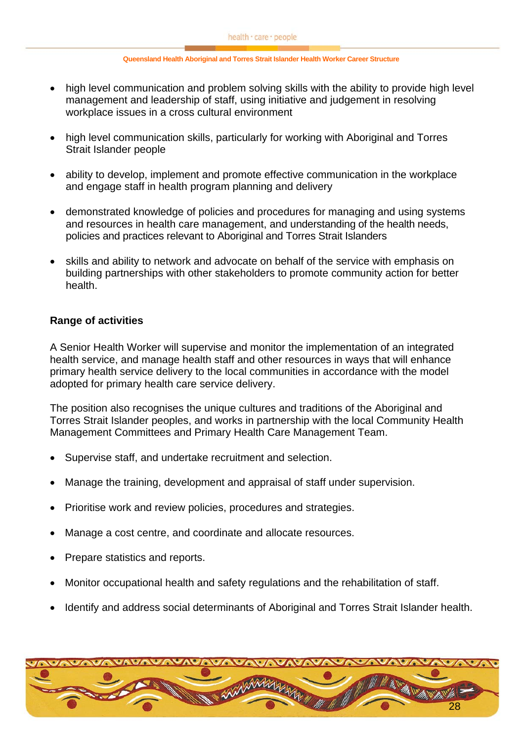- high level communication and problem solving skills with the ability to provide high level management and leadership of staff, using initiative and judgement in resolving workplace issues in a cross cultural environment

- high level communication skills, particularly for working with Aboriginal and Torres Strait Islander people

- ability to develop, implement and promote effective communication in the workplace and engage staff in health program planning and delivery

- demonstrated knowledge of policies and procedures for managing and using systems and resources in health care management, and understanding of the health needs, policies and practices relevant to Aboriginal and Torres Strait Islanders

- skills and ability to network and advocate on behalf of the service with emphasis on building partnerships with other stakeholders to promote community action for better health.

**Range of activities**

A Senior Health Worker will supervise and monitor the implementation of an integrated health service, and manage health staff and other resources in ways that will enhance primary health service delivery to the local communities in accordance with the model adopted for primary health care service delivery.

The position also recognises the unique cultures and traditions of the Aboriginal and Torres Strait Islander peoples, and works in partnership with the local Community Health Management Committees and Primary Health Care Management Team.

- Supervise staff, and undertake recruitment and selection.

- Manage the training, development and appraisal of staff under supervision.

- Prioritise work and review policies, procedures and strategies.

- Manage a cost centre, and coordinate and allocate resources.

- Prepare statistics and reports.

- Monitor occupational health and safety regulations and the rehabilitation of staff.

- Identify and address social determinants of Aboriginal and Torres Strait Islander health.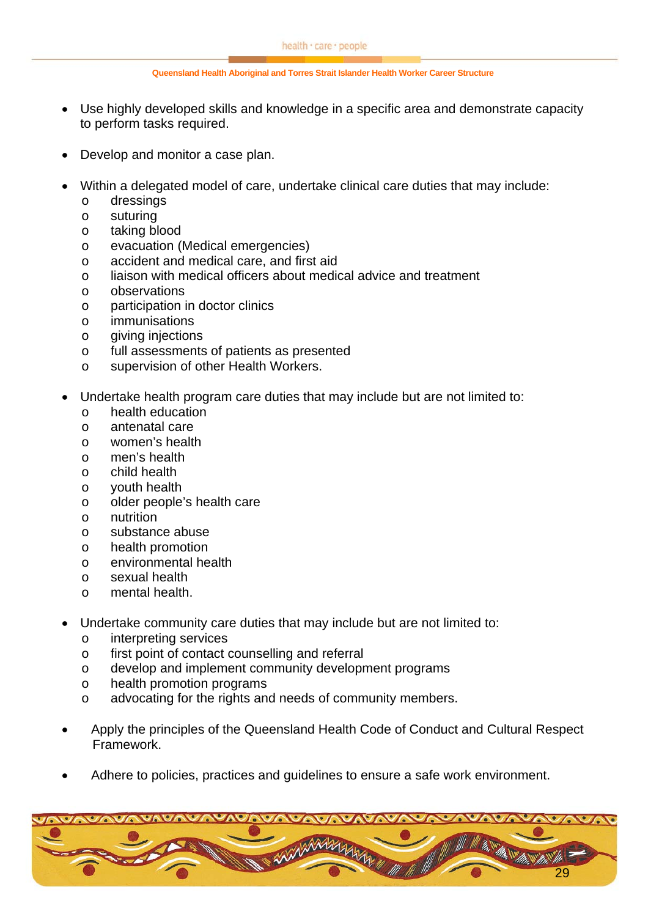- Use highly developed skills and knowledge in a specific area and demonstrate capacity to perform tasks required.

- Develop and monitor a case plan.

- Within a delegated model of care, undertake clinical care duties that may include:
  - dressings
  - suturing
  - taking blood
  - evacuation (Medical emergencies)
  - accident and medical care, and first aid
  - liaison with medical officers about medical advice and treatment
  - observations
  - participation in doctor clinics
  - immunisations
  - giving injections
  - full assessments of patients as presented
  - supervision of other Health Workers.

- Undertake health program care duties that may include but are not limited to:
  - health education
  - antenatal care
  - women's health
  - men's health
  - child health
  - youth health
  - older people's health care
  - nutrition
  - substance abuse
  - health promotion
  - environmental health
  - sexual health
  - mental health.

- Undertake community care duties that may include but are not limited to:
  - interpreting services
  - first point of contact counselling and referral
  - develop and implement community development programs
  - health promotion programs
  - advocating for the rights and needs of community members.

- Apply the principles of the Queensland Health Code of Conduct and Cultural Respect Framework.

- Adhere to policies, practices and guidelines to ensure a safe work environment.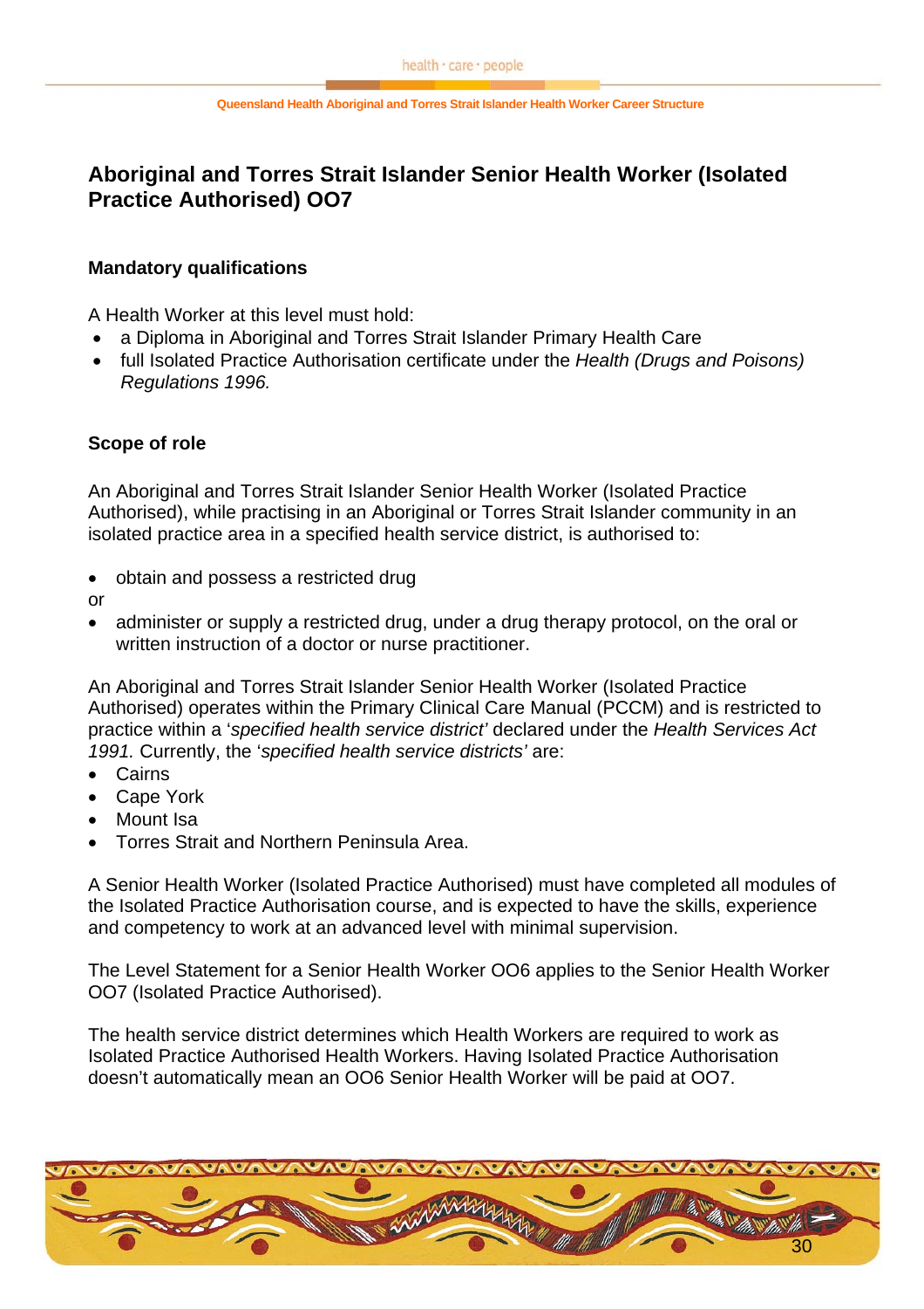# Aboriginal and Torres Strait Islander Senior Health Worker (Isolated Practice Authorised) OO7

## Mandatory qualifications

A Health Worker at this level must hold:

- a Diploma in Aboriginal and Torres Strait Islander Primary Health Care
- full Isolated Practice Authorisation certificate under the *Health (Drugs and Poisons) Regulations 1996.*

## Scope of role

An Aboriginal and Torres Strait Islander Senior Health Worker (Isolated Practice Authorised), while practising in an Aboriginal or Torres Strait Islander community in an isolated practice area in a specified health service district, is authorised to:

- obtain and possess a restricted drug

or

- administer or supply a restricted drug, under a drug therapy protocol, on the oral or written instruction of a doctor or nurse practitioner.

An Aboriginal and Torres Strait Islander Senior Health Worker (Isolated Practice Authorised) operates within the Primary Clinical Care Manual (PCCM) and is restricted to practice within a '*specified health service district'* declared under the *Health Services Act 1991.* Currently, the '*specified health service districts'* are:

- Cairns
- Cape York
- Mount Isa
- Torres Strait and Northern Peninsula Area.

A Senior Health Worker (Isolated Practice Authorised) must have completed all modules of the Isolated Practice Authorisation course, and is expected to have the skills, experience and competency to work at an advanced level with minimal supervision.

The Level Statement for a Senior Health Worker OO6 applies to the Senior Health Worker OO7 (Isolated Practice Authorised).

The health service district determines which Health Workers are required to work as Isolated Practice Authorised Health Workers. Having Isolated Practice Authorisation doesn't automatically mean an OO6 Senior Health Worker will be paid at OO7.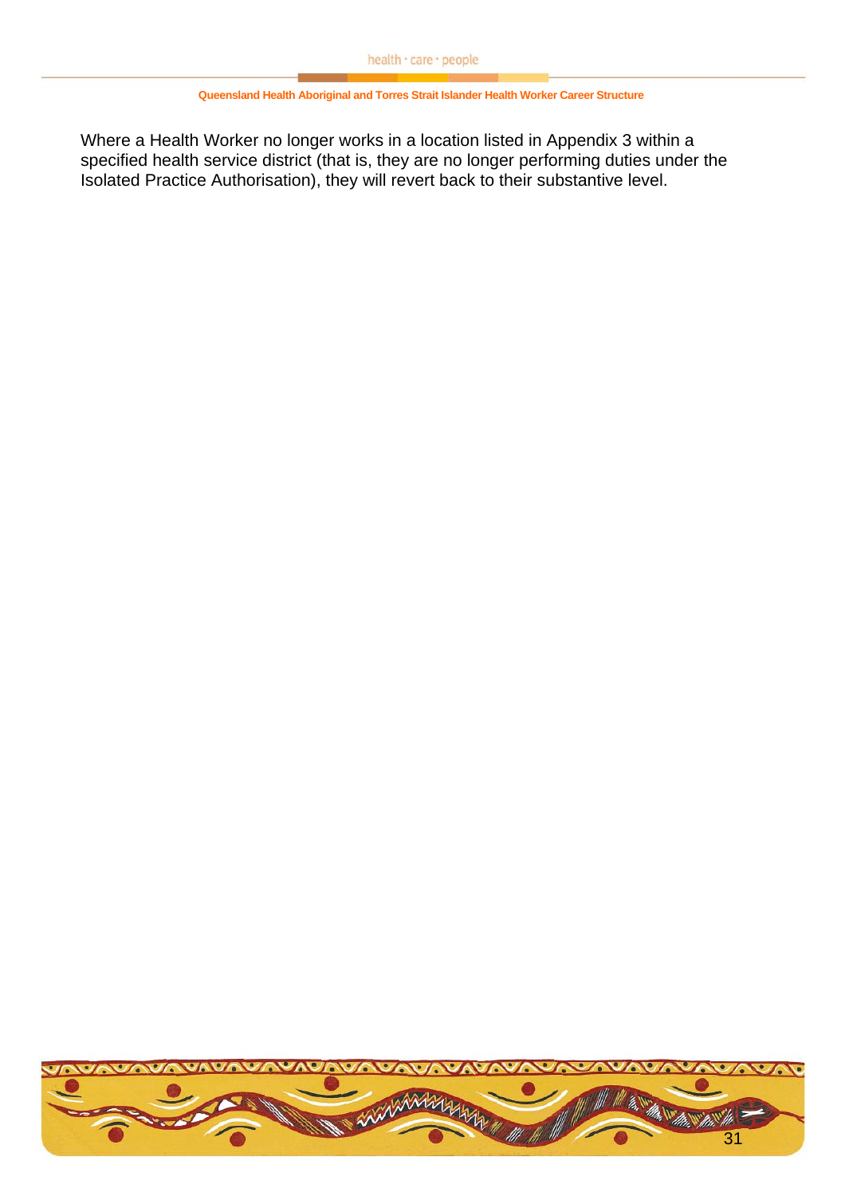Where a Health Worker no longer works in a location listed in Appendix 3 within a specified health service district (that is, they are no longer performing duties under the Isolated Practice Authorisation), they will revert back to their substantive level.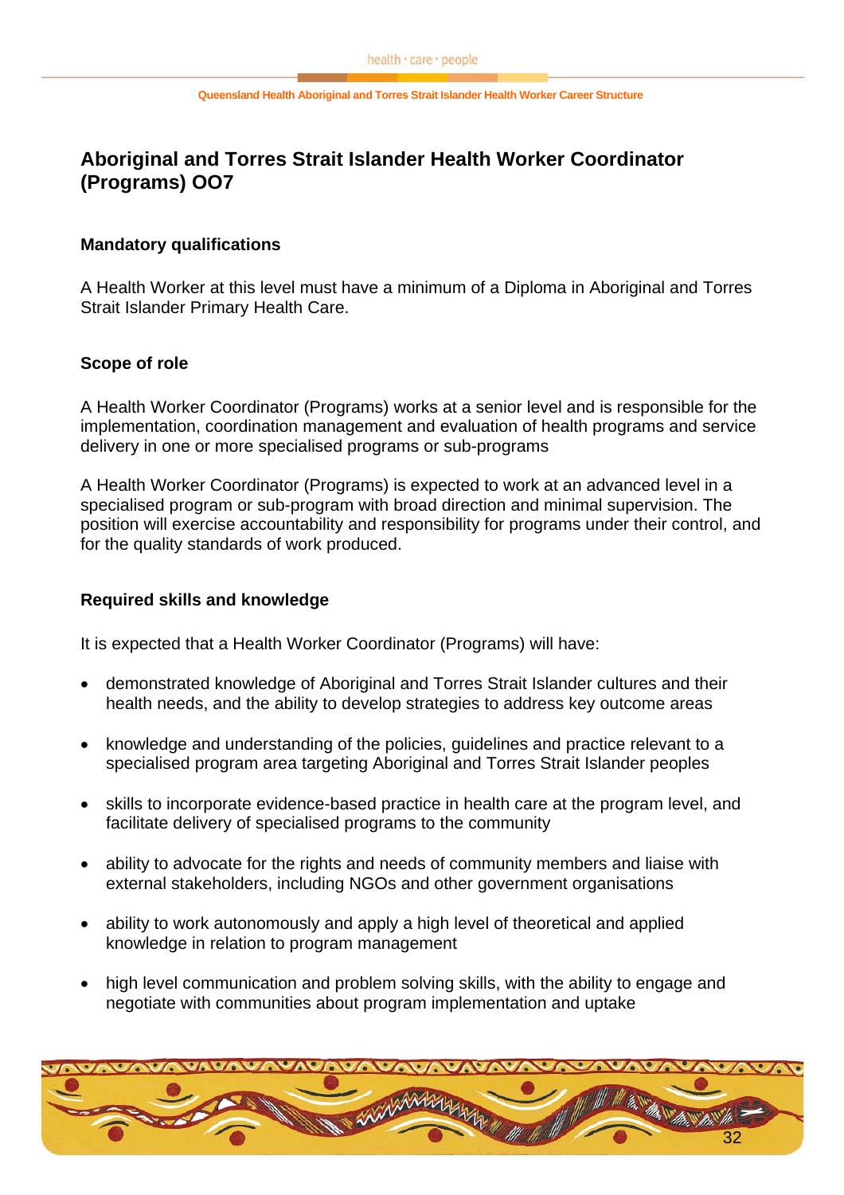## Aboriginal and Torres Strait Islander Health Worker Coordinator (Programs) OO7

### Mandatory qualifications

A Health Worker at this level must have a minimum of a Diploma in Aboriginal and Torres Strait Islander Primary Health Care.

### Scope of role

A Health Worker Coordinator (Programs) works at a senior level and is responsible for the implementation, coordination management and evaluation of health programs and service delivery in one or more specialised programs or sub-programs

A Health Worker Coordinator (Programs) is expected to work at an advanced level in a specialised program or sub-program with broad direction and minimal supervision. The position will exercise accountability and responsibility for programs under their control, and for the quality standards of work produced.

### Required skills and knowledge

It is expected that a Health Worker Coordinator (Programs) will have:

- demonstrated knowledge of Aboriginal and Torres Strait Islander cultures and their health needs, and the ability to develop strategies to address key outcome areas
- knowledge and understanding of the policies, guidelines and practice relevant to a specialised program area targeting Aboriginal and Torres Strait Islander peoples
- skills to incorporate evidence-based practice in health care at the program level, and facilitate delivery of specialised programs to the community
- ability to advocate for the rights and needs of community members and liaise with external stakeholders, including NGOs and other government organisations
- ability to work autonomously and apply a high level of theoretical and applied knowledge in relation to program management
- high level communication and problem solving skills, with the ability to engage and negotiate with communities about program implementation and uptake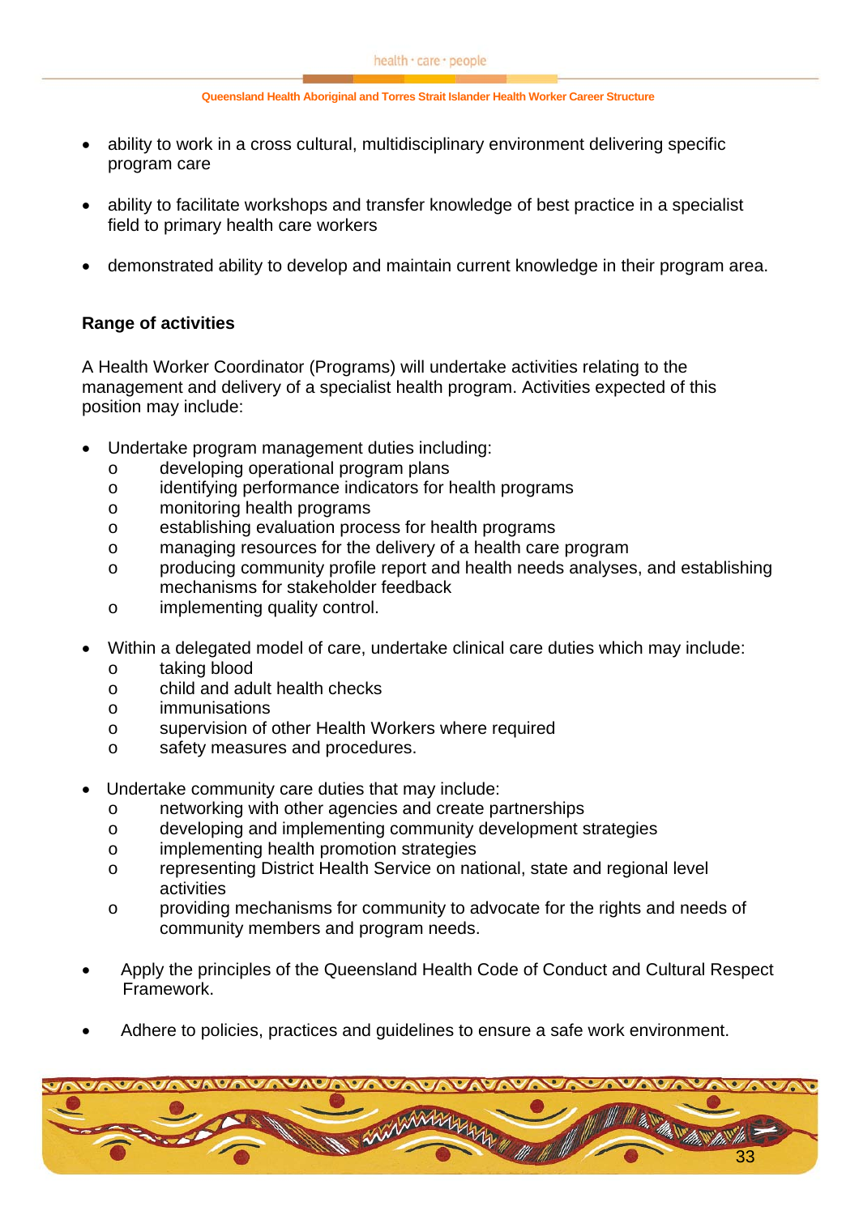- ability to work in a cross cultural, multidisciplinary environment delivering specific program care

- ability to facilitate workshops and transfer knowledge of best practice in a specialist field to primary health care workers

- demonstrated ability to develop and maintain current knowledge in their program area.

**Range of activities**

A Health Worker Coordinator (Programs) will undertake activities relating to the management and delivery of a specialist health program. Activities expected of this position may include:

- Undertake program management duties including:
  - developing operational program plans
  - identifying performance indicators for health programs
  - monitoring health programs
  - establishing evaluation process for health programs
  - managing resources for the delivery of a health care program
  - producing community profile report and health needs analyses, and establishing mechanisms for stakeholder feedback
  - implementing quality control.

- Within a delegated model of care, undertake clinical care duties which may include:
  - taking blood
  - child and adult health checks
  - immunisations
  - supervision of other Health Workers where required
  - safety measures and procedures.

- Undertake community care duties that may include:
  - networking with other agencies and create partnerships
  - developing and implementing community development strategies
  - implementing health promotion strategies
  - representing District Health Service on national, state and regional level activities
  - providing mechanisms for community to advocate for the rights and needs of community members and program needs.

- Apply the principles of the Queensland Health Code of Conduct and Cultural Respect Framework.

- Adhere to policies, practices and guidelines to ensure a safe work environment.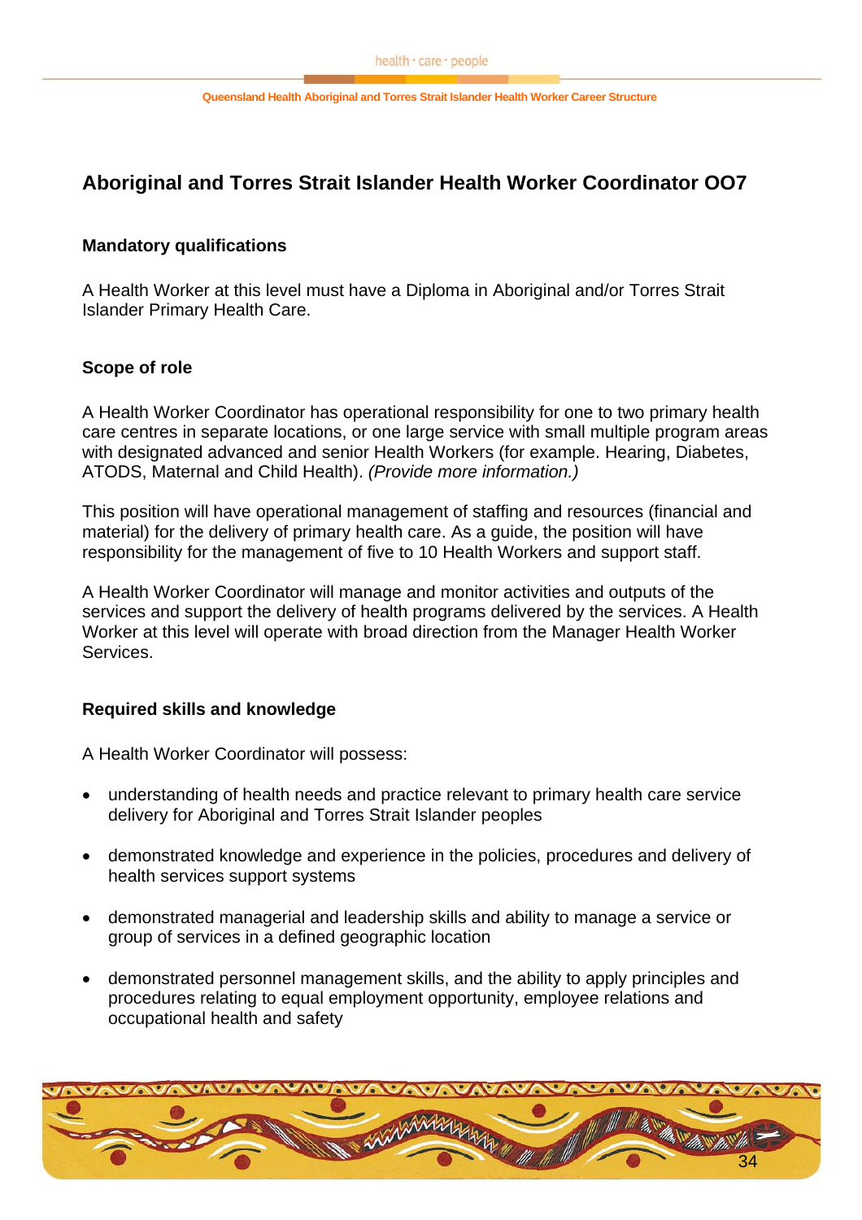## Aboriginal and Torres Strait Islander Health Worker Coordinator OO7

### Mandatory qualifications

A Health Worker at this level must have a Diploma in Aboriginal and/or Torres Strait Islander Primary Health Care.

### Scope of role

A Health Worker Coordinator has operational responsibility for one to two primary health care centres in separate locations, or one large service with small multiple program areas with designated advanced and senior Health Workers (for example. Hearing, Diabetes, ATODS, Maternal and Child Health). *(Provide more information.)*

This position will have operational management of staffing and resources (financial and material) for the delivery of primary health care. As a guide, the position will have responsibility for the management of five to 10 Health Workers and support staff.

A Health Worker Coordinator will manage and monitor activities and outputs of the services and support the delivery of health programs delivered by the services. A Health Worker at this level will operate with broad direction from the Manager Health Worker Services.

### Required skills and knowledge

A Health Worker Coordinator will possess:

- understanding of health needs and practice relevant to primary health care service delivery for Aboriginal and Torres Strait Islander peoples
- demonstrated knowledge and experience in the policies, procedures and delivery of health services support systems
- demonstrated managerial and leadership skills and ability to manage a service or group of services in a defined geographic location
- demonstrated personnel management skills, and the ability to apply principles and procedures relating to equal employment opportunity, employee relations and occupational health and safety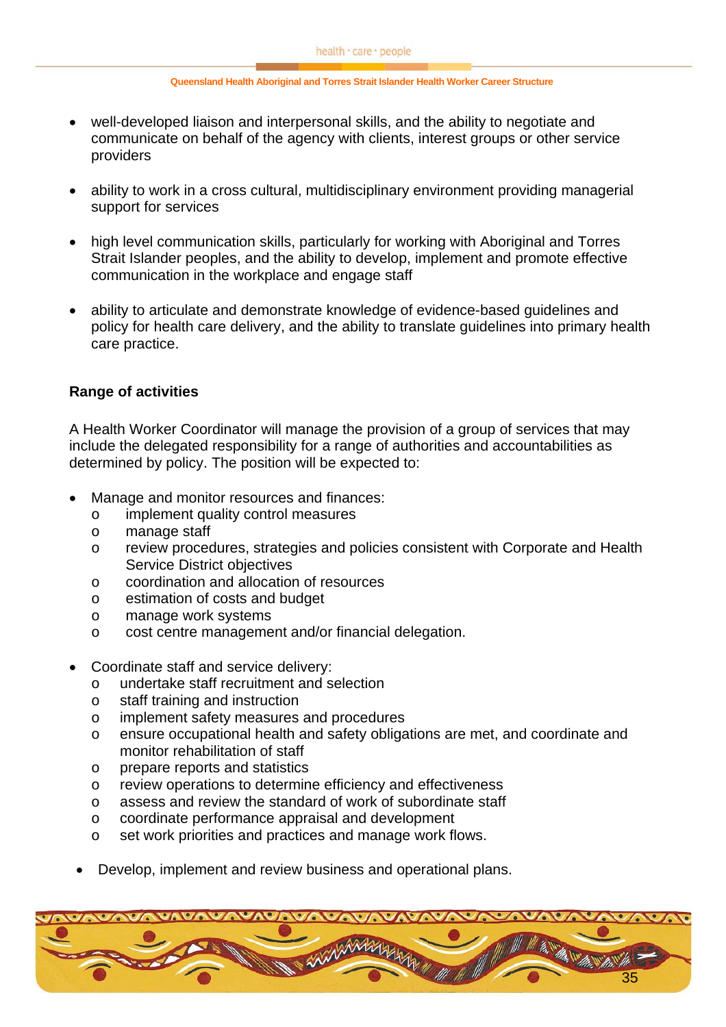- well-developed liaison and interpersonal skills, and the ability to negotiate and communicate on behalf of the agency with clients, interest groups or other service providers

- ability to work in a cross cultural, multidisciplinary environment providing managerial support for services

- high level communication skills, particularly for working with Aboriginal and Torres Strait Islander peoples, and the ability to develop, implement and promote effective communication in the workplace and engage staff

- ability to articulate and demonstrate knowledge of evidence-based guidelines and policy for health care delivery, and the ability to translate guidelines into primary health care practice.

**Range of activities**

A Health Worker Coordinator will manage the provision of a group of services that may include the delegated responsibility for a range of authorities and accountabilities as determined by policy. The position will be expected to:

- Manage and monitor resources and finances:
  - implement quality control measures
  - manage staff
  - review procedures, strategies and policies consistent with Corporate and Health Service District objectives
  - coordination and allocation of resources
  - estimation of costs and budget
  - manage work systems
  - cost centre management and/or financial delegation.

- Coordinate staff and service delivery:
  - undertake staff recruitment and selection
  - staff training and instruction
  - implement safety measures and procedures
  - ensure occupational health and safety obligations are met, and coordinate and monitor rehabilitation of staff
  - prepare reports and statistics
  - review operations to determine efficiency and effectiveness
  - assess and review the standard of work of subordinate staff
  - coordinate performance appraisal and development
  - set work priorities and practices and manage work flows.

- Develop, implement and review business and operational plans.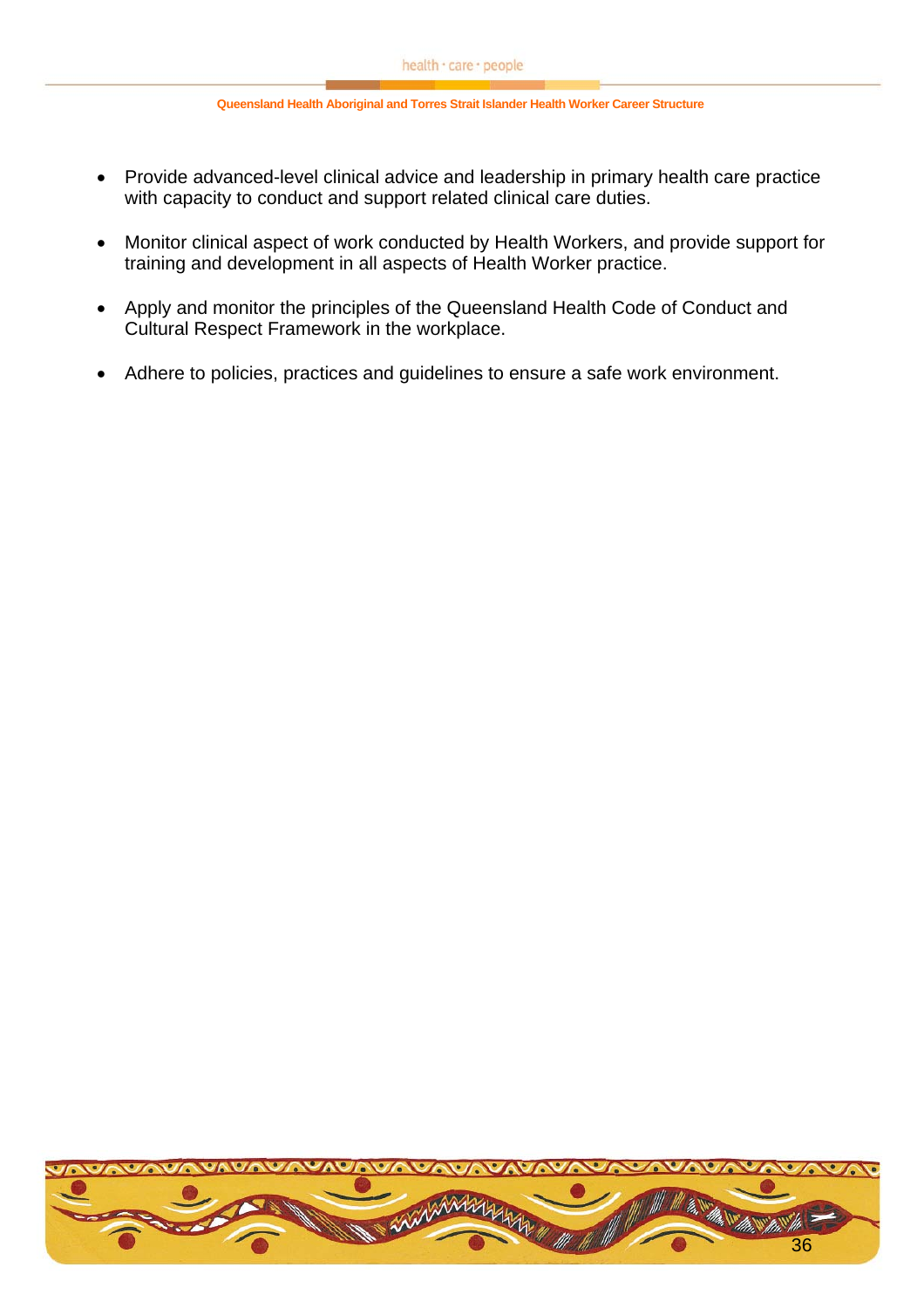- Provide advanced-level clinical advice and leadership in primary health care practice with capacity to conduct and support related clinical care duties.

- Monitor clinical aspect of work conducted by Health Workers, and provide support for training and development in all aspects of Health Worker practice.

- Apply and monitor the principles of the Queensland Health Code of Conduct and Cultural Respect Framework in the workplace.

- Adhere to policies, practices and guidelines to ensure a safe work environment.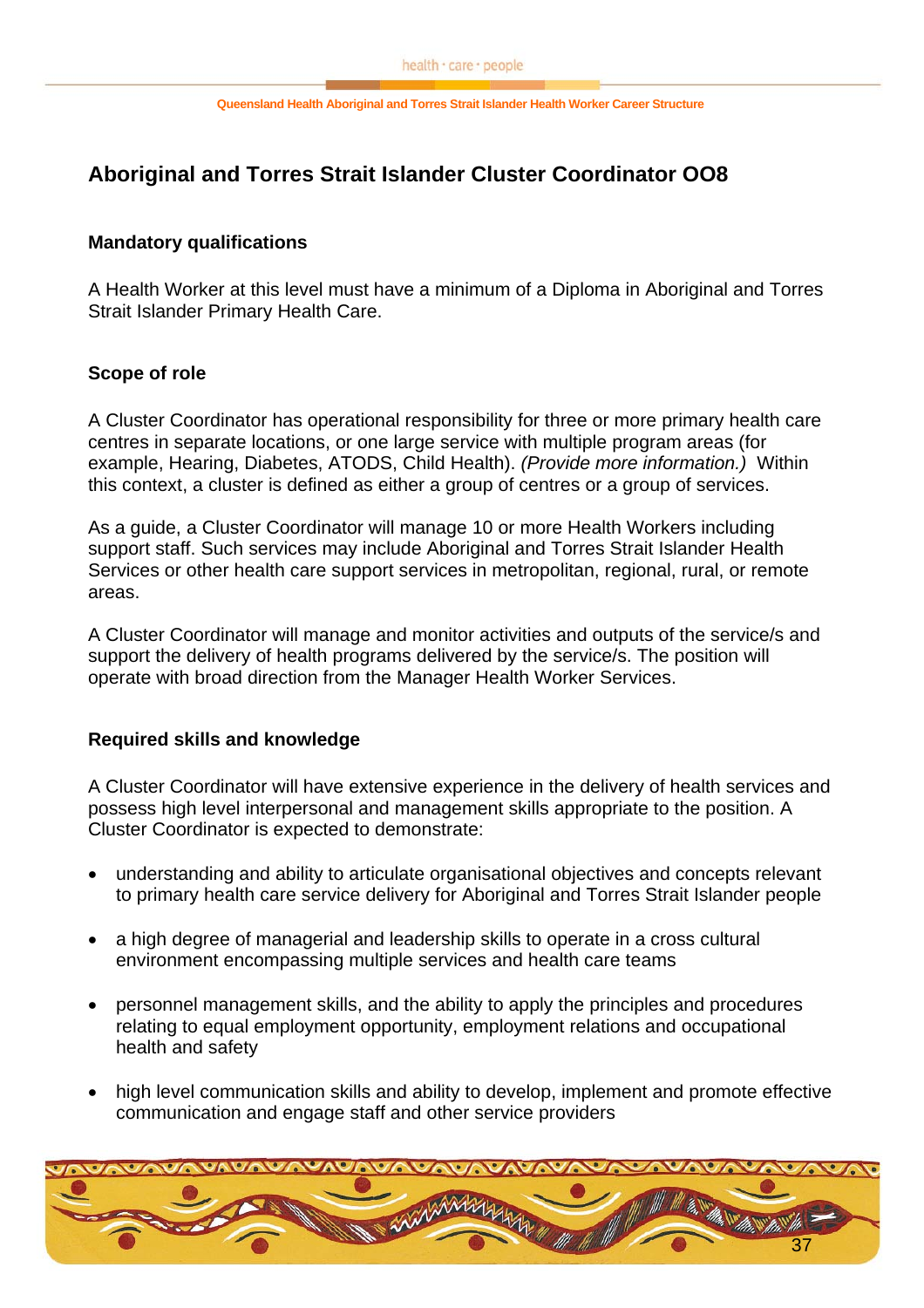## Aboriginal and Torres Strait Islander Cluster Coordinator OO8

### Mandatory qualifications

A Health Worker at this level must have a minimum of a Diploma in Aboriginal and Torres Strait Islander Primary Health Care.

### Scope of role

A Cluster Coordinator has operational responsibility for three or more primary health care centres in separate locations, or one large service with multiple program areas (for example, Hearing, Diabetes, ATODS, Child Health). *(Provide more information.)* Within this context, a cluster is defined as either a group of centres or a group of services.

As a guide, a Cluster Coordinator will manage 10 or more Health Workers including support staff. Such services may include Aboriginal and Torres Strait Islander Health Services or other health care support services in metropolitan, regional, rural, or remote areas.

A Cluster Coordinator will manage and monitor activities and outputs of the service/s and support the delivery of health programs delivered by the service/s. The position will operate with broad direction from the Manager Health Worker Services.

### Required skills and knowledge

A Cluster Coordinator will have extensive experience in the delivery of health services and possess high level interpersonal and management skills appropriate to the position. A Cluster Coordinator is expected to demonstrate:

- understanding and ability to articulate organisational objectives and concepts relevant to primary health care service delivery for Aboriginal and Torres Strait Islander people
- a high degree of managerial and leadership skills to operate in a cross cultural environment encompassing multiple services and health care teams
- personnel management skills, and the ability to apply the principles and procedures relating to equal employment opportunity, employment relations and occupational health and safety
- high level communication skills and ability to develop, implement and promote effective communication and engage staff and other service providers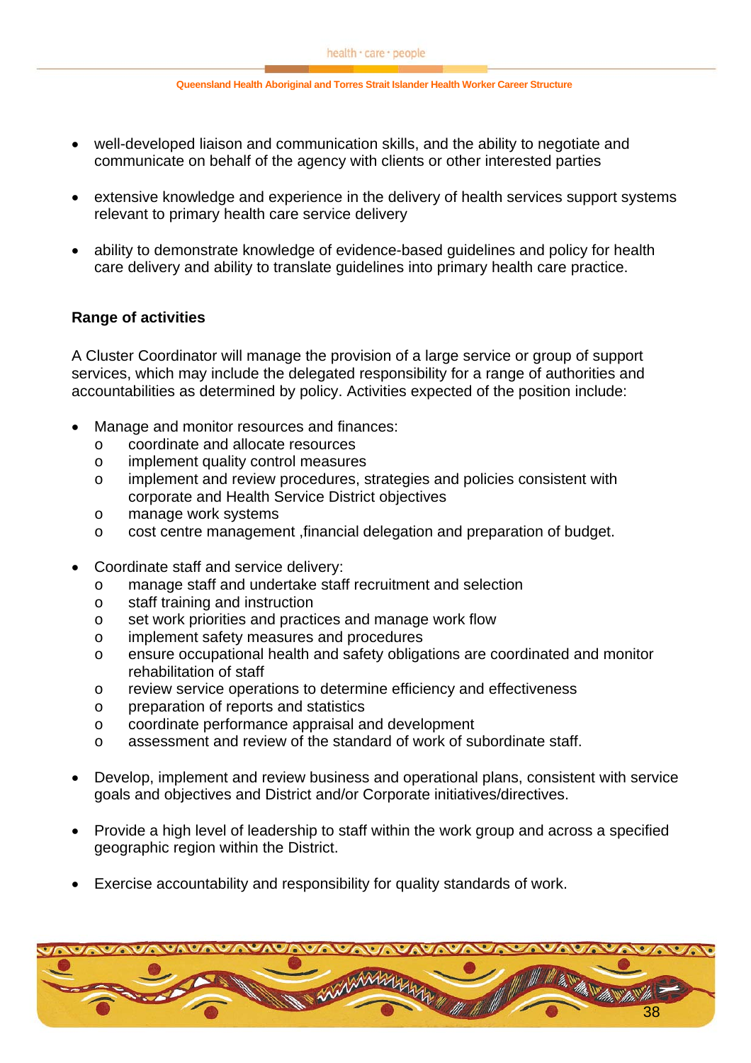- well-developed liaison and communication skills, and the ability to negotiate and communicate on behalf of the agency with clients or other interested parties
- extensive knowledge and experience in the delivery of health services support systems relevant to primary health care service delivery
- ability to demonstrate knowledge of evidence-based guidelines and policy for health care delivery and ability to translate guidelines into primary health care practice.

**Range of activities**

A Cluster Coordinator will manage the provision of a large service or group of support services, which may include the delegated responsibility for a range of authorities and accountabilities as determined by policy. Activities expected of the position include:

- Manage and monitor resources and finances:
  - coordinate and allocate resources
  - implement quality control measures
  - implement and review procedures, strategies and policies consistent with corporate and Health Service District objectives
  - manage work systems
  - cost centre management ,financial delegation and preparation of budget.
- Coordinate staff and service delivery:
  - manage staff and undertake staff recruitment and selection
  - staff training and instruction
  - set work priorities and practices and manage work flow
  - implement safety measures and procedures
  - ensure occupational health and safety obligations are coordinated and monitor rehabilitation of staff
  - review service operations to determine efficiency and effectiveness
  - preparation of reports and statistics
  - coordinate performance appraisal and development
  - assessment and review of the standard of work of subordinate staff.
- Develop, implement and review business and operational plans, consistent with service goals and objectives and District and/or Corporate initiatives/directives.
- Provide a high level of leadership to staff within the work group and across a specified geographic region within the District.
- Exercise accountability and responsibility for quality standards of work.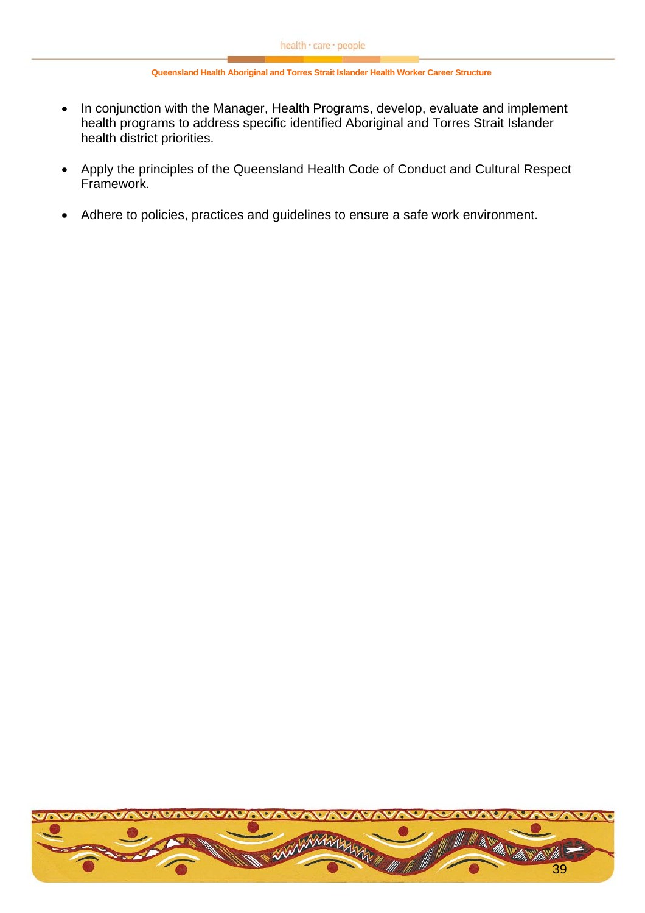- In conjunction with the Manager, Health Programs, develop, evaluate and implement health programs to address specific identified Aboriginal and Torres Strait Islander health district priorities.

- Apply the principles of the Queensland Health Code of Conduct and Cultural Respect Framework.

- Adhere to policies, practices and guidelines to ensure a safe work environment.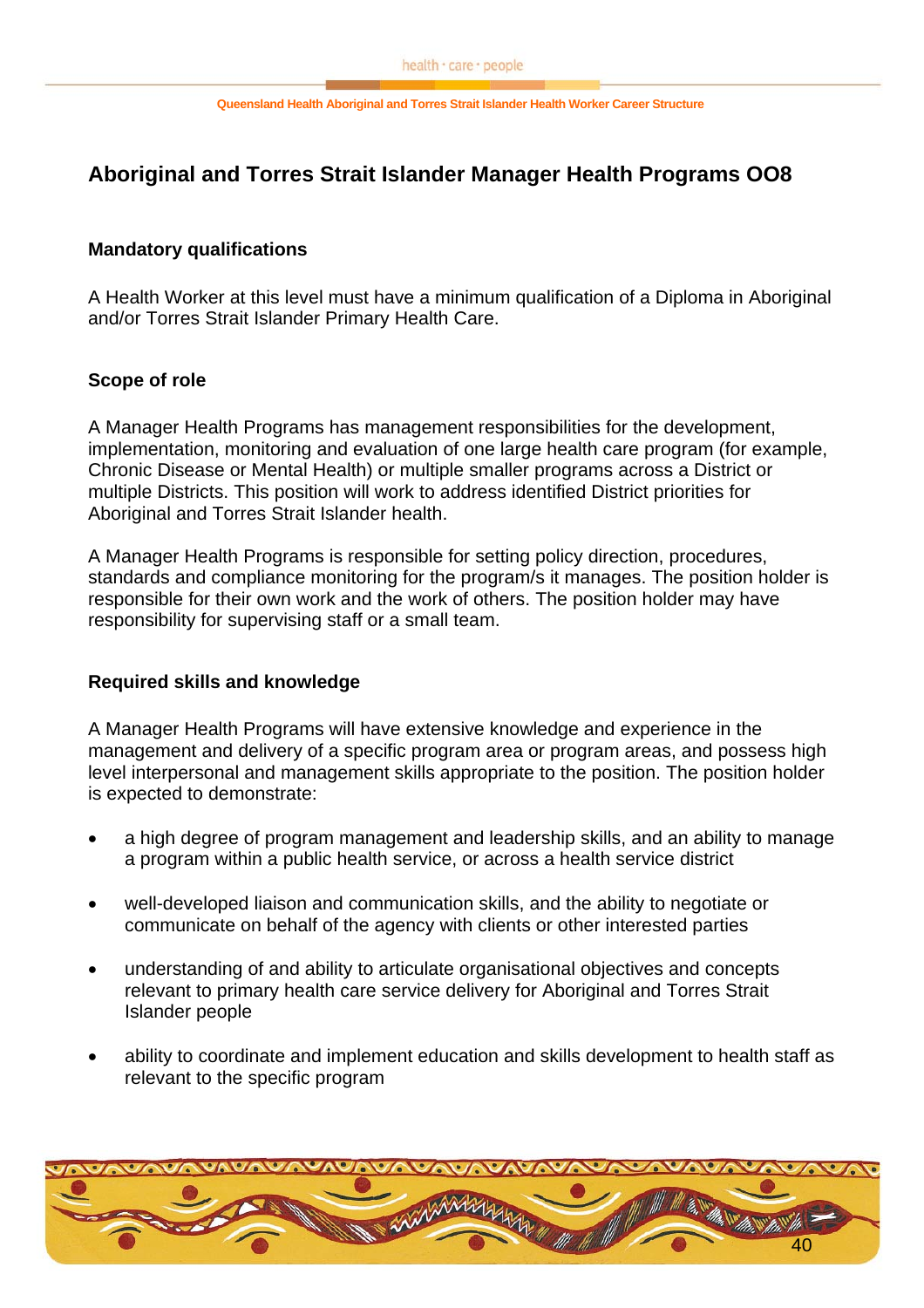## Aboriginal and Torres Strait Islander Manager Health Programs OO8

### Mandatory qualifications

A Health Worker at this level must have a minimum qualification of a Diploma in Aboriginal and/or Torres Strait Islander Primary Health Care.

### Scope of role

A Manager Health Programs has management responsibilities for the development, implementation, monitoring and evaluation of one large health care program (for example, Chronic Disease or Mental Health) or multiple smaller programs across a District or multiple Districts. This position will work to address identified District priorities for Aboriginal and Torres Strait Islander health.

A Manager Health Programs is responsible for setting policy direction, procedures, standards and compliance monitoring for the program/s it manages. The position holder is responsible for their own work and the work of others. The position holder may have responsibility for supervising staff or a small team.

### Required skills and knowledge

A Manager Health Programs will have extensive knowledge and experience in the management and delivery of a specific program area or program areas, and possess high level interpersonal and management skills appropriate to the position. The position holder is expected to demonstrate:

- a high degree of program management and leadership skills, and an ability to manage a program within a public health service, or across a health service district
- well-developed liaison and communication skills, and the ability to negotiate or communicate on behalf of the agency with clients or other interested parties
- understanding of and ability to articulate organisational objectives and concepts relevant to primary health care service delivery for Aboriginal and Torres Strait Islander people
- ability to coordinate and implement education and skills development to health staff as relevant to the specific program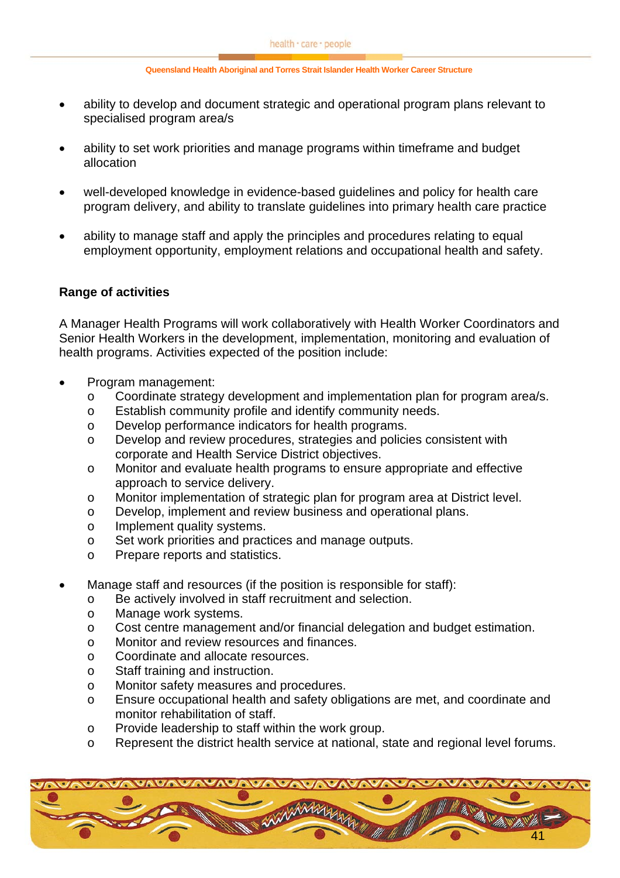- ability to develop and document strategic and operational program plans relevant to specialised program area/s
- ability to set work priorities and manage programs within timeframe and budget allocation
- well-developed knowledge in evidence-based guidelines and policy for health care program delivery, and ability to translate guidelines into primary health care practice
- ability to manage staff and apply the principles and procedures relating to equal employment opportunity, employment relations and occupational health and safety.

**Range of activities**

A Manager Health Programs will work collaboratively with Health Worker Coordinators and Senior Health Workers in the development, implementation, monitoring and evaluation of health programs. Activities expected of the position include:

- Program management:
  - Coordinate strategy development and implementation plan for program area/s.
  - Establish community profile and identify community needs.
  - Develop performance indicators for health programs.
  - Develop and review procedures, strategies and policies consistent with corporate and Health Service District objectives.
  - Monitor and evaluate health programs to ensure appropriate and effective approach to service delivery.
  - Monitor implementation of strategic plan for program area at District level.
  - Develop, implement and review business and operational plans.
  - Implement quality systems.
  - Set work priorities and practices and manage outputs.
  - Prepare reports and statistics.

- Manage staff and resources (if the position is responsible for staff):
  - Be actively involved in staff recruitment and selection.
  - Manage work systems.
  - Cost centre management and/or financial delegation and budget estimation.
  - Monitor and review resources and finances.
  - Coordinate and allocate resources.
  - Staff training and instruction.
  - Monitor safety measures and procedures.
  - Ensure occupational health and safety obligations are met, and coordinate and monitor rehabilitation of staff.
  - Provide leadership to staff within the work group.
  - Represent the district health service at national, state and regional level forums.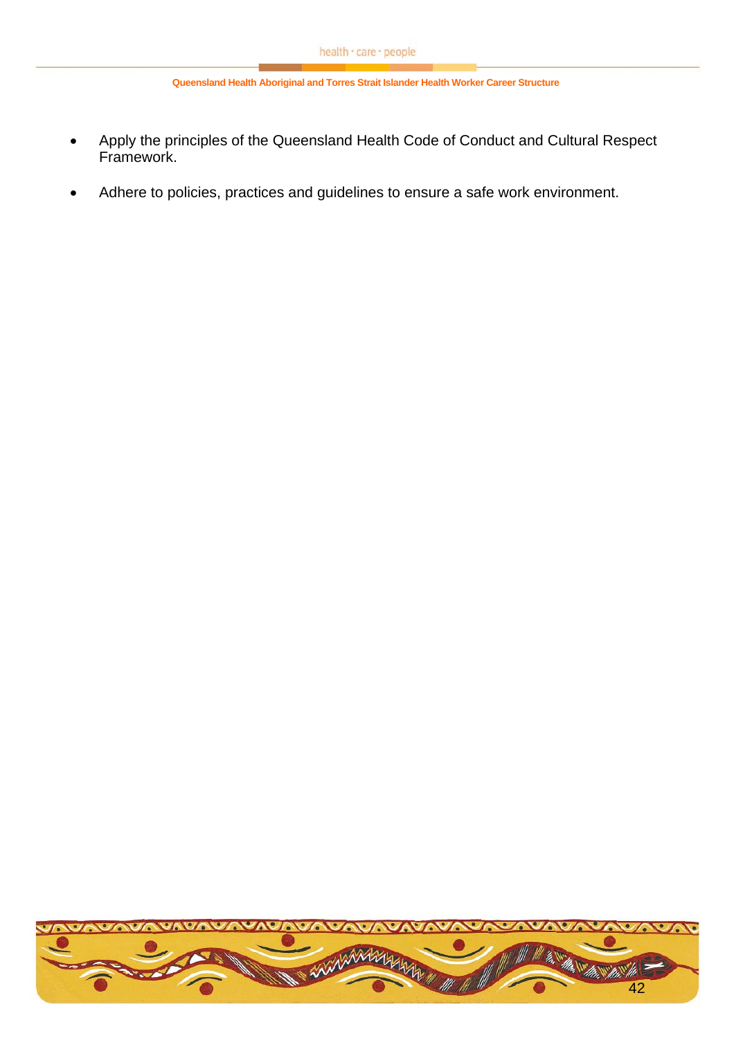- Apply the principles of the Queensland Health Code of Conduct and Cultural Respect Framework.
- Adhere to policies, practices and guidelines to ensure a safe work environment.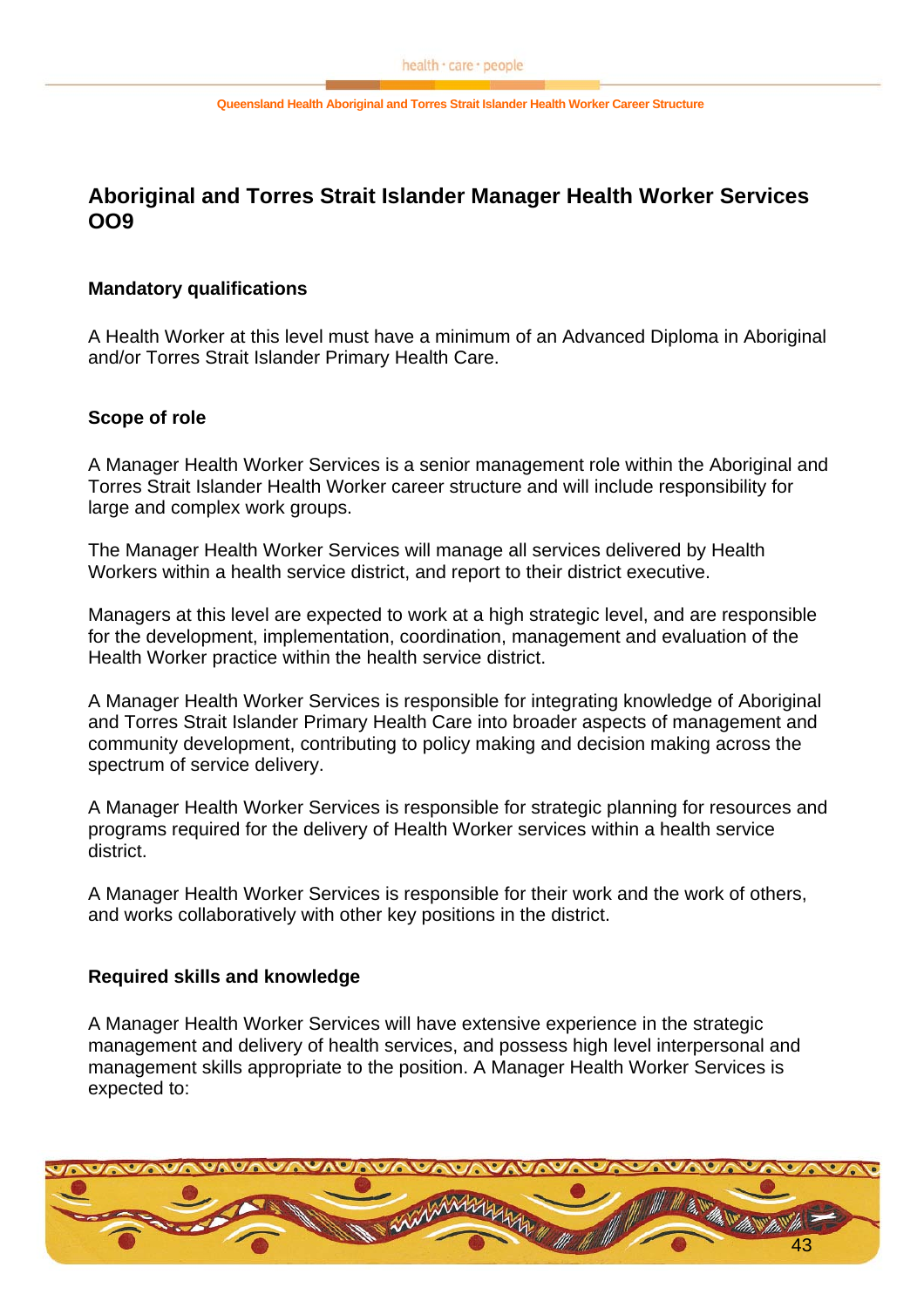## Aboriginal and Torres Strait Islander Manager Health Worker Services OO9

### Mandatory qualifications

A Health Worker at this level must have a minimum of an Advanced Diploma in Aboriginal and/or Torres Strait Islander Primary Health Care.

### Scope of role

A Manager Health Worker Services is a senior management role within the Aboriginal and Torres Strait Islander Health Worker career structure and will include responsibility for large and complex work groups.

The Manager Health Worker Services will manage all services delivered by Health Workers within a health service district, and report to their district executive.

Managers at this level are expected to work at a high strategic level, and are responsible for the development, implementation, coordination, management and evaluation of the Health Worker practice within the health service district.

A Manager Health Worker Services is responsible for integrating knowledge of Aboriginal and Torres Strait Islander Primary Health Care into broader aspects of management and community development, contributing to policy making and decision making across the spectrum of service delivery.

A Manager Health Worker Services is responsible for strategic planning for resources and programs required for the delivery of Health Worker services within a health service district.

A Manager Health Worker Services is responsible for their work and the work of others, and works collaboratively with other key positions in the district.

### Required skills and knowledge

A Manager Health Worker Services will have extensive experience in the strategic management and delivery of health services, and possess high level interpersonal and management skills appropriate to the position. A Manager Health Worker Services is expected to: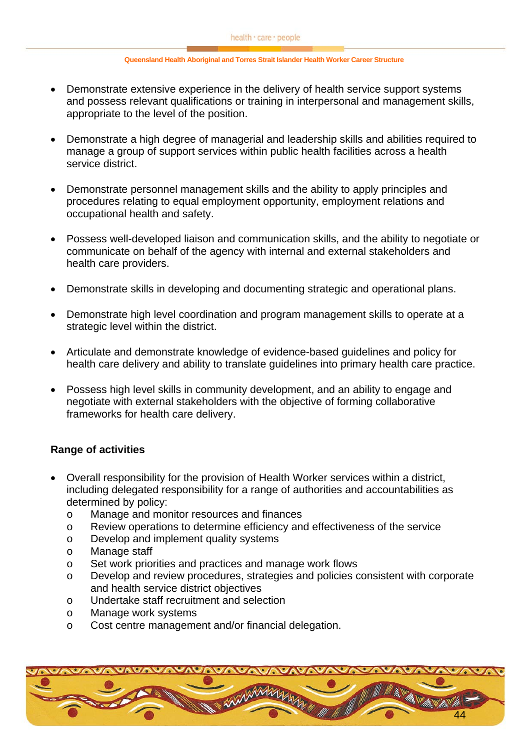- Demonstrate extensive experience in the delivery of health service support systems and possess relevant qualifications or training in interpersonal and management skills, appropriate to the level of the position.

- Demonstrate a high degree of managerial and leadership skills and abilities required to manage a group of support services within public health facilities across a health service district.

- Demonstrate personnel management skills and the ability to apply principles and procedures relating to equal employment opportunity, employment relations and occupational health and safety.

- Possess well-developed liaison and communication skills, and the ability to negotiate or communicate on behalf of the agency with internal and external stakeholders and health care providers.

- Demonstrate skills in developing and documenting strategic and operational plans.

- Demonstrate high level coordination and program management skills to operate at a strategic level within the district.

- Articulate and demonstrate knowledge of evidence-based guidelines and policy for health care delivery and ability to translate guidelines into primary health care practice.

- Possess high level skills in community development, and an ability to engage and negotiate with external stakeholders with the objective of forming collaborative frameworks for health care delivery.

**Range of activities**

- Overall responsibility for the provision of Health Worker services within a district, including delegated responsibility for a range of authorities and accountabilities as determined by policy:
    - Manage and monitor resources and finances
    - Review operations to determine efficiency and effectiveness of the service
    - Develop and implement quality systems
    - Manage staff
    - Set work priorities and practices and manage work flows
    - Develop and review procedures, strategies and policies consistent with corporate and health service district objectives
    - Undertake staff recruitment and selection
    - Manage work systems
    - Cost centre management and/or financial delegation.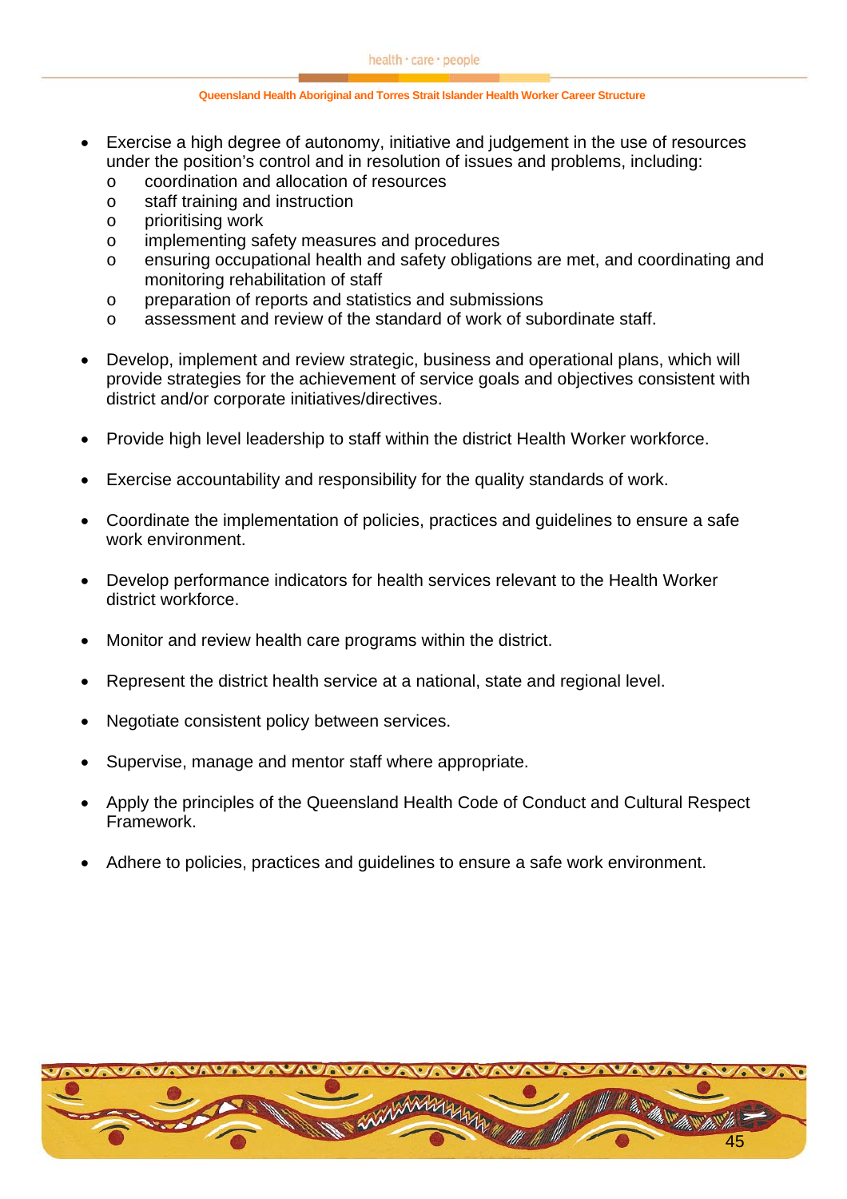- Exercise a high degree of autonomy, initiative and judgement in the use of resources under the position's control and in resolution of issues and problems, including:
  - coordination and allocation of resources
  - staff training and instruction
  - prioritising work
  - implementing safety measures and procedures
  - ensuring occupational health and safety obligations are met, and coordinating and monitoring rehabilitation of staff
  - preparation of reports and statistics and submissions
  - assessment and review of the standard of work of subordinate staff.

- Develop, implement and review strategic, business and operational plans, which will provide strategies for the achievement of service goals and objectives consistent with district and/or corporate initiatives/directives.

- Provide high level leadership to staff within the district Health Worker workforce.

- Exercise accountability and responsibility for the quality standards of work.

- Coordinate the implementation of policies, practices and guidelines to ensure a safe work environment.

- Develop performance indicators for health services relevant to the Health Worker district workforce.

- Monitor and review health care programs within the district.

- Represent the district health service at a national, state and regional level.

- Negotiate consistent policy between services.

- Supervise, manage and mentor staff where appropriate.

- Apply the principles of the Queensland Health Code of Conduct and Cultural Respect Framework.

- Adhere to policies, practices and guidelines to ensure a safe work environment.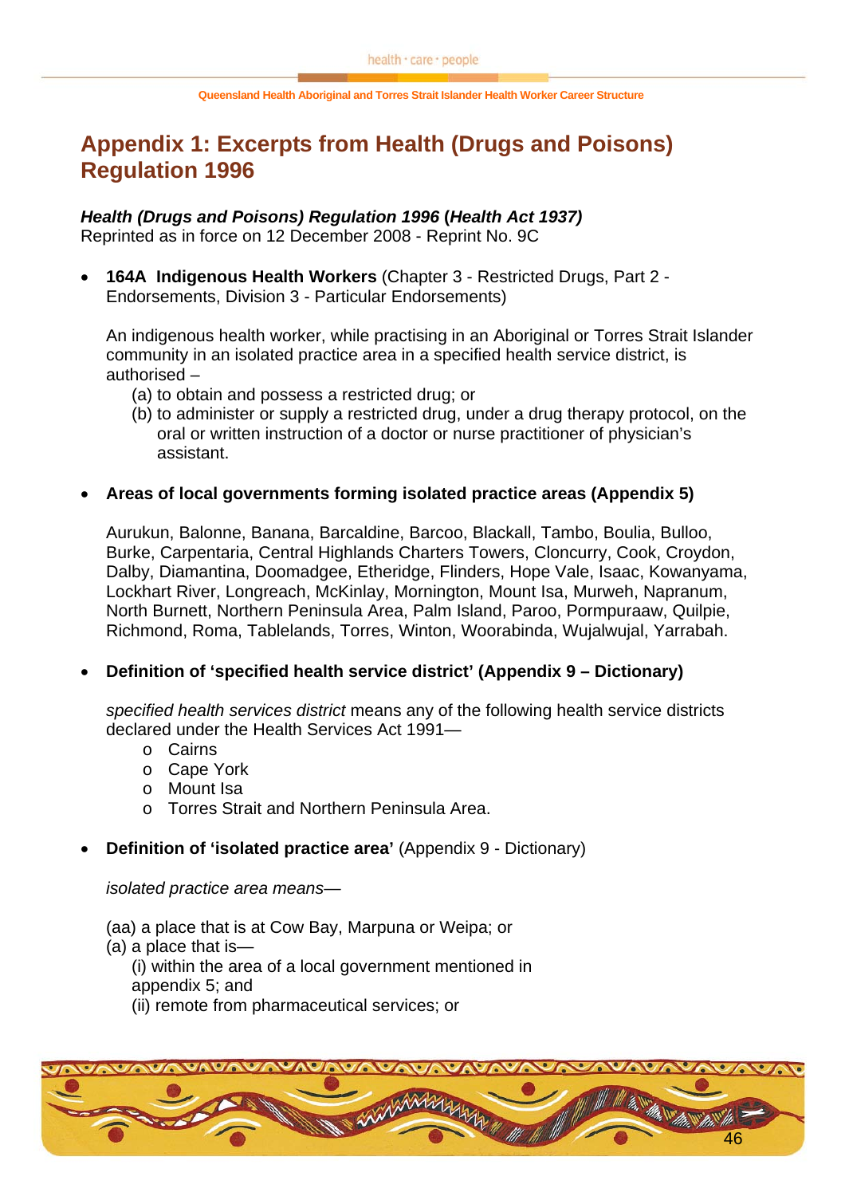# Appendix 1: Excerpts from Health (Drugs and Poisons) Regulation 1996

***Health (Drugs and Poisons) Regulation 1996* (*Health Act 1937)***
Reprinted as in force on 12 December 2008 - Reprint No. 9C

- **164A Indigenous Health Workers** (Chapter 3 - Restricted Drugs, Part 2 - Endorsements, Division 3 - Particular Endorsements)

  An indigenous health worker, while practising in an Aboriginal or Torres Strait Islander community in an isolated practice area in a specified health service district, is authorised –
  (a) to obtain and possess a restricted drug; or
  (b) to administer or supply a restricted drug, under a drug therapy protocol, on the oral or written instruction of a doctor or nurse practitioner of physician's assistant.

- **Areas of local governments forming isolated practice areas (Appendix 5)**

  Aurukun, Balonne, Banana, Barcaldine, Barcoo, Blackall, Tambo, Boulia, Bulloo, Burke, Carpentaria, Central Highlands Charters Towers, Cloncurry, Cook, Croydon, Dalby, Diamantina, Doomadgee, Etheridge, Flinders, Hope Vale, Isaac, Kowanyama, Lockhart River, Longreach, McKinlay, Mornington, Mount Isa, Murweh, Napranum, North Burnett, Northern Peninsula Area, Palm Island, Paroo, Pormpuraaw, Quilpie, Richmond, Roma, Tablelands, Torres, Winton, Woorabinda, Wujalwujal, Yarrabah.

- **Definition of 'specified health service district' (Appendix 9 – Dictionary)**

  *specified health services district* means any of the following health service districts declared under the Health Services Act 1991—
  - Cairns
  - Cape York
  - Mount Isa
  - Torres Strait and Northern Peninsula Area.

- **Definition of 'isolated practice area'** (Appendix 9 - Dictionary)

  *isolated practice area means*—

  (aa) a place that is at Cow Bay, Marpuna or Weipa; or
  (a) a place that is—
  (i) within the area of a local government mentioned in appendix 5; and
  (ii) remote from pharmaceutical services; or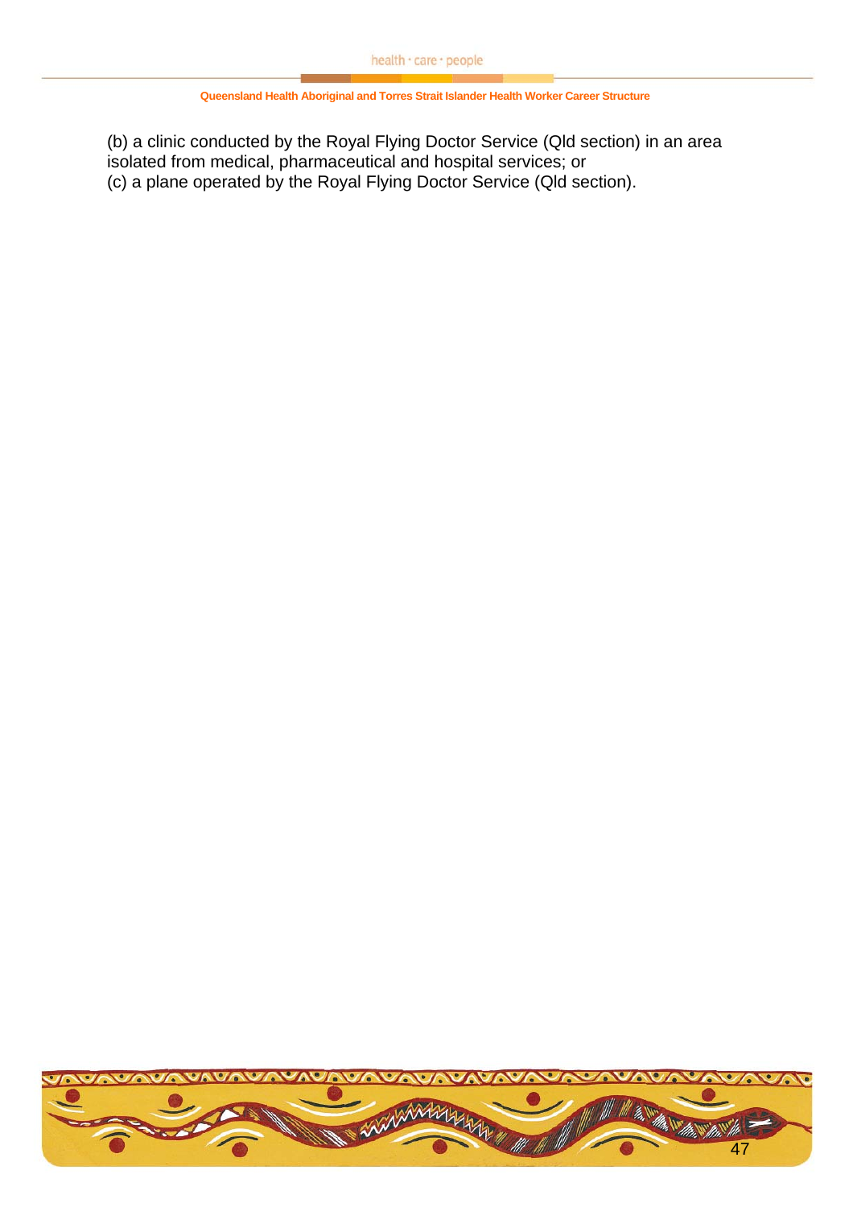(b) a clinic conducted by the Royal Flying Doctor Service (Qld section) in an area isolated from medical, pharmaceutical and hospital services; or

(c) a plane operated by the Royal Flying Doctor Service (Qld section).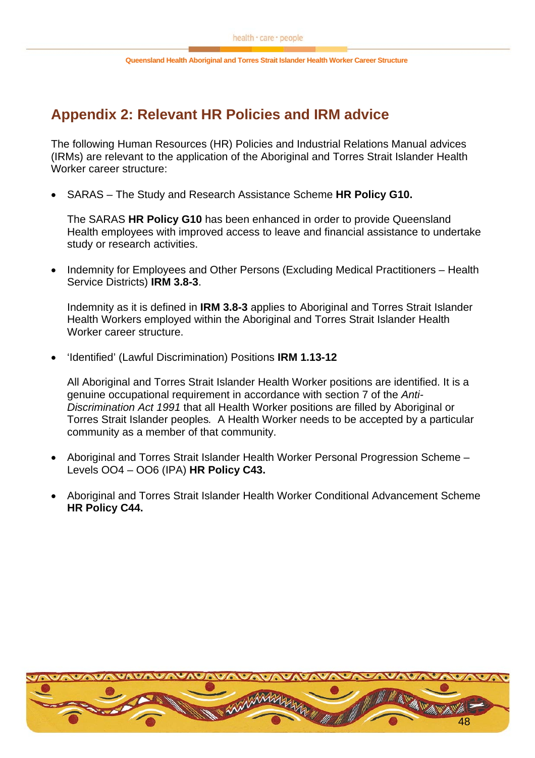## Appendix 2: Relevant HR Policies and IRM advice

The following Human Resources (HR) Policies and Industrial Relations Manual advices (IRMs) are relevant to the application of the Aboriginal and Torres Strait Islander Health Worker career structure:

- SARAS – The Study and Research Assistance Scheme **HR Policy G10.**

  The SARAS **HR Policy G10** has been enhanced in order to provide Queensland Health employees with improved access to leave and financial assistance to undertake study or research activities.

- Indemnity for Employees and Other Persons (Excluding Medical Practitioners – Health Service Districts) **IRM 3.8-3**.

  Indemnity as it is defined in **IRM 3.8-3** applies to Aboriginal and Torres Strait Islander Health Workers employed within the Aboriginal and Torres Strait Islander Health Worker career structure.

- 'Identified' (Lawful Discrimination) Positions **IRM 1.13-12**

  All Aboriginal and Torres Strait Islander Health Worker positions are identified. It is a genuine occupational requirement in accordance with section 7 of the *Anti-Discrimination Act 1991* that all Health Worker positions are filled by Aboriginal or Torres Strait Islander peoples*.* A Health Worker needs to be accepted by a particular community as a member of that community.

- Aboriginal and Torres Strait Islander Health Worker Personal Progression Scheme – Levels OO4 – OO6 (IPA) **HR Policy C43.**

- Aboriginal and Torres Strait Islander Health Worker Conditional Advancement Scheme **HR Policy C44.**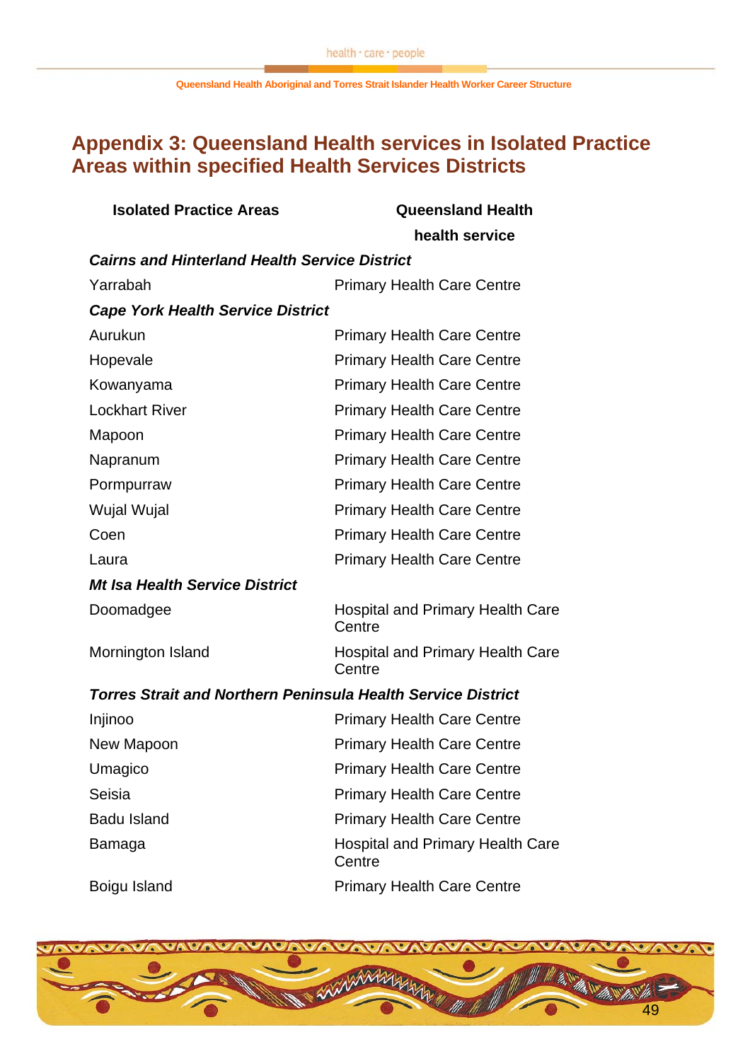## Appendix 3: Queensland Health services in Isolated Practice Areas within specified Health Services Districts

| Isolated Practice Areas | Queensland Health health service |
|---|---|
| ***Cairns and Hinterland Health Service District*** | |
| Yarrabah | Primary Health Care Centre |
| ***Cape York Health Service District*** | |
| Aurukun | Primary Health Care Centre |
| Hopevale | Primary Health Care Centre |
| Kowanyama | Primary Health Care Centre |
| Lockhart River | Primary Health Care Centre |
| Mapoon | Primary Health Care Centre |
| Napranum | Primary Health Care Centre |
| Pormpurraw | Primary Health Care Centre |
| Wujal Wujal | Primary Health Care Centre |
| Coen | Primary Health Care Centre |
| Laura | Primary Health Care Centre |
| ***Mt Isa Health Service District*** | |
| Doomadgee | Hospital and Primary Health Care Centre |
| Mornington Island | Hospital and Primary Health Care Centre |
| ***Torres Strait and Northern Peninsula Health Service District*** | |
| Injinoo | Primary Health Care Centre |
| New Mapoon | Primary Health Care Centre |
| Umagico | Primary Health Care Centre |
| Seisia | Primary Health Care Centre |
| Badu Island | Primary Health Care Centre |
| Bamaga | Hospital and Primary Health Care Centre |
| Boigu Island | Primary Health Care Centre |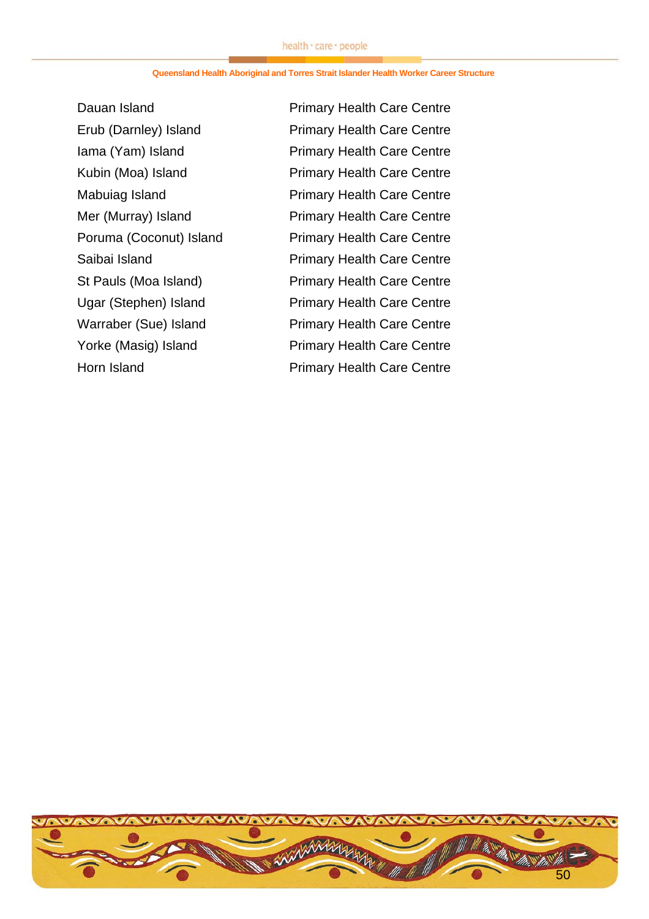| | |
|---|---|
| Dauan Island | Primary Health Care Centre |
| Erub (Darnley) Island | Primary Health Care Centre |
| Iama (Yam) Island | Primary Health Care Centre |
| Kubin (Moa) Island | Primary Health Care Centre |
| Mabuiag Island | Primary Health Care Centre |
| Mer (Murray) Island | Primary Health Care Centre |
| Poruma (Coconut) Island | Primary Health Care Centre |
| Saibai Island | Primary Health Care Centre |
| St Pauls (Moa Island) | Primary Health Care Centre |
| Ugar (Stephen) Island | Primary Health Care Centre |
| Warraber (Sue) Island | Primary Health Care Centre |
| Yorke (Masig) Island | Primary Health Care Centre |
| Horn Island | Primary Health Care Centre |